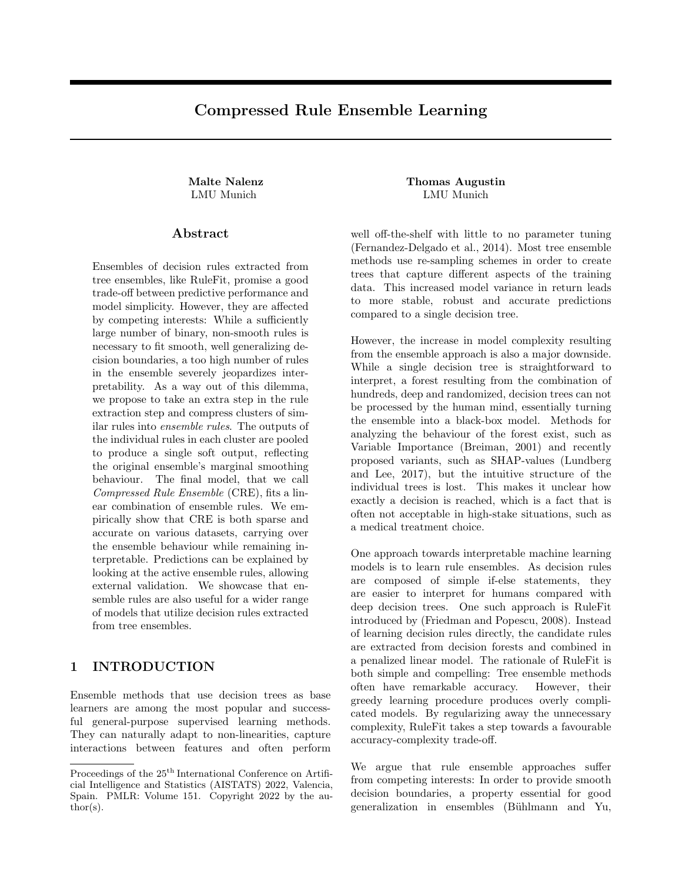# Compressed Rule Ensemble Learning

**Malte Nalenz**
LMU Munich

**Thomas Augustin**
LMU Munich

## Abstract

Ensembles of decision rules extracted from tree ensembles, like RuleFit, promise a good trade-off between predictive performance and model simplicity. However, they are affected by competing interests: While a sufficiently large number of binary, non-smooth rules is necessary to fit smooth, well generalizing decision boundaries, a too high number of rules in the ensemble severely jeopardizes interpretability. As a way out of this dilemma, we propose to take an extra step in the rule extraction step and compress clusters of similar rules into *ensemble rules*. The outputs of the individual rules in each cluster are pooled to produce a single soft output, reflecting the original ensemble's marginal smoothing behaviour. The final model, that we call *Compressed Rule Ensemble* (CRE), fits a linear combination of ensemble rules. We empirically show that CRE is both sparse and accurate on various datasets, carrying over the ensemble behaviour while remaining interpretable. Predictions can be explained by looking at the active ensemble rules, allowing external validation. We showcase that ensemble rules are also useful for a wider range of models that utilize decision rules extracted from tree ensembles.

## 1 INTRODUCTION

Ensemble methods that use decision trees as base learners are among the most popular and successful general-purpose supervised learning methods. They can naturally adapt to non-linearities, capture interactions between features and often perform well off-the-shelf with little to no parameter tuning (Fernandez-Delgado et al., 2014). Most tree ensemble methods use re-sampling schemes in order to create trees that capture different aspects of the training data. This increased model variance in return leads to more stable, robust and accurate predictions compared to a single decision tree.

However, the increase in model complexity resulting from the ensemble approach is also a major downside. While a single decision tree is straightforward to interpret, a forest resulting from the combination of hundreds, deep and randomized, decision trees can not be processed by the human mind, essentially turning the ensemble into a black-box model. Methods for analyzing the behaviour of the forest exist, such as Variable Importance (Breiman, 2001) and recently proposed variants, such as SHAP-values (Lundberg and Lee, 2017), but the intuitive structure of the individual trees is lost. This makes it unclear how exactly a decision is reached, which is a fact that is often not acceptable in high-stake situations, such as a medical treatment choice.

One approach towards interpretable machine learning models is to learn rule ensembles. As decision rules are composed of simple if-else statements, they are easier to interpret for humans compared with deep decision trees. One such approach is RuleFit introduced by (Friedman and Popescu, 2008). Instead of learning decision rules directly, the candidate rules are extracted from decision forests and combined in a penalized linear model. The rationale of RuleFit is both simple and compelling: Tree ensemble methods often have remarkable accuracy. However, their greedy learning procedure produces overly complicated models. By regularizing away the unnecessary complexity, RuleFit takes a step towards a favourable accuracy-complexity trade-off.

We argue that rule ensemble approaches suffer from competing interests: In order to provide smooth decision boundaries, a property essential for good generalization in ensembles (Bühlmann and Yu,

Proceedings of the 25th International Conference on Artificial Intelligence and Statistics (AISTATS) 2022, Valencia, Spain. PMLR: Volume 151. Copyright 2022 by the author(s).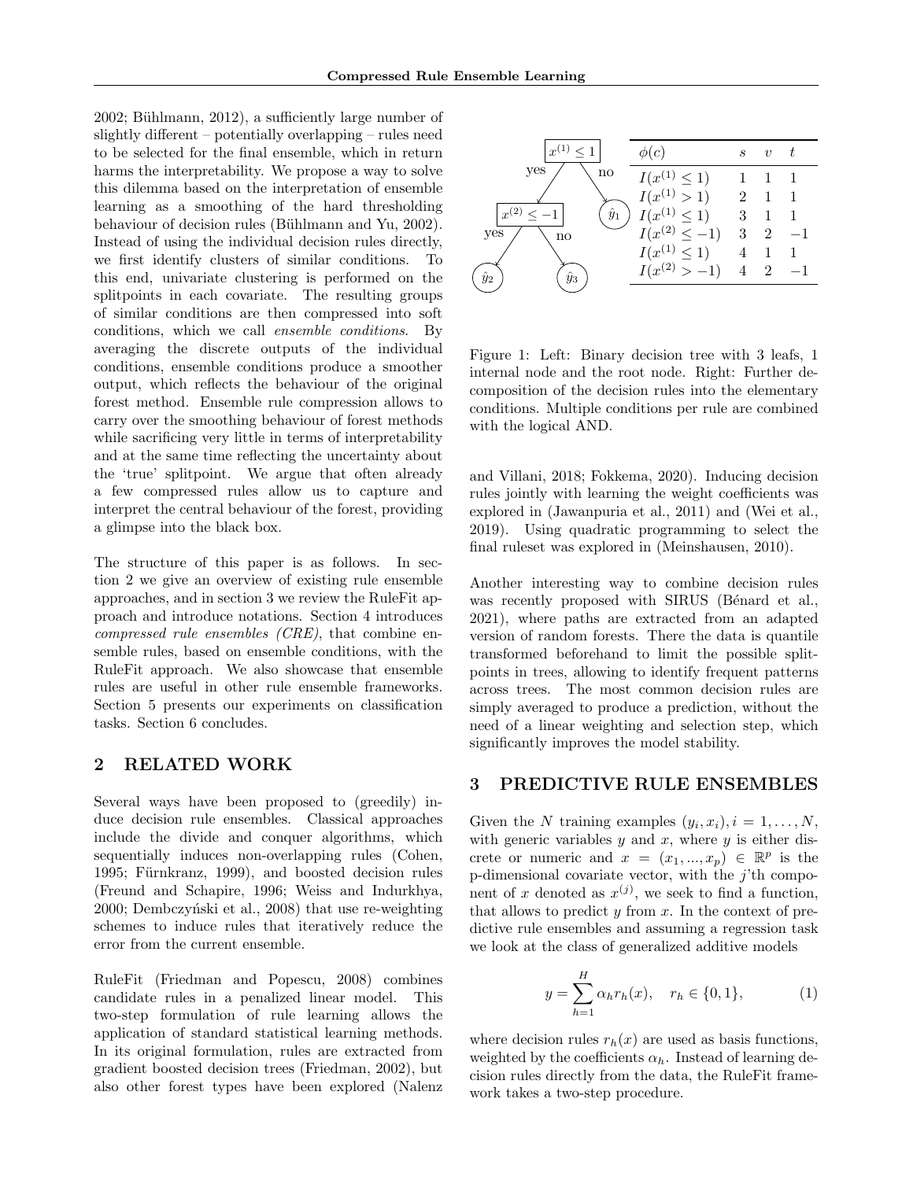2002; Bühlmann, 2012), a sufficiently large number of slightly different – potentially overlapping – rules need to be selected for the final ensemble, which in return harms the interpretability. We propose a way to solve this dilemma based on the interpretation of ensemble learning as a smoothing of the hard thresholding behaviour of decision rules (Bühlmann and Yu, 2002). Instead of using the individual decision rules directly, we first identify clusters of similar conditions. To this end, univariate clustering is performed on the splitpoints in each covariate. The resulting groups of similar conditions are then compressed into soft conditions, which we call *ensemble conditions*. By averaging the discrete outputs of the individual conditions, ensemble conditions produce a smoother output, which reflects the behaviour of the original forest method. Ensemble rule compression allows to carry over the smoothing behaviour of forest methods while sacrificing very little in terms of interpretability and at the same time reflecting the uncertainty about the 'true' splitpoint. We argue that often already a few compressed rules allow us to capture and interpret the central behaviour of the forest, providing a glimpse into the black box.

The structure of this paper is as follows. In section 2 we give an overview of existing rule ensemble approaches, and in section 3 we review the RuleFit approach and introduce notations. Section 4 introduces *compressed rule ensembles (CRE)*, that combine ensemble rules, based on ensemble conditions, with the RuleFit approach. We also showcase that ensemble rules are useful in other rule ensemble frameworks. Section 5 presents our experiments on classification tasks. Section 6 concludes.

| $\phi(c)$ | $s$ | $v$ | $t$ |
|---|---|---|---|
| $I(x^{(1)} \leq 1)$ | 1 | 1 | 1 |
| $I(x^{(1)} > 1)$ | 2 | 1 | 1 |
| $I(x^{(1)} \leq 1)$ | 3 | 1 | 1 |
| $I(x^{(2)} \leq -1)$ | 3 | 2 | $-1$ |
| $I(x^{(1)} \leq 1)$ | 4 | 1 | 1 |
| $I(x^{(2)} > -1)$ | 4 | 2 | $-1$ |

Figure 1: Left: Binary decision tree with 3 leafs, 1 internal node and the root node. Right: Further decomposition of the decision rules into the elementary conditions. Multiple conditions per rule are combined with the logical AND.

## 2 RELATED WORK

Several ways have been proposed to (greedily) induce decision rule ensembles. Classical approaches include the divide and conquer algorithms, which sequentially induces non-overlapping rules (Cohen, 1995; Fürnkranz, 1999), and boosted decision rules (Freund and Schapire, 1996; Weiss and Indurkhya, 2000; Dembczyński et al., 2008) that use re-weighting schemes to induce rules that iteratively reduce the error from the current ensemble.

RuleFit (Friedman and Popescu, 2008) combines candidate rules in a penalized linear model. This two-step formulation of rule learning allows the application of standard statistical learning methods. In its original formulation, rules are extracted from gradient boosted decision trees (Friedman, 2002), but also other forest types have been explored (Nalenz and Villani, 2018; Fokkema, 2020). Inducing decision rules jointly with learning the weight coefficients was explored in (Jawanpuria et al., 2011) and (Wei et al., 2019). Using quadratic programming to select the final ruleset was explored in (Meinshausen, 2010).

Another interesting way to combine decision rules was recently proposed with SIRUS (Bénard et al., 2021), where paths are extracted from an adapted version of random forests. There the data is quantile transformed beforehand to limit the possible splitpoints in trees, allowing to identify frequent patterns across trees. The most common decision rules are simply averaged to produce a prediction, without the need of a linear weighting and selection step, which significantly improves the model stability.

## 3 PREDICTIVE RULE ENSEMBLES

Given the $N$ training examples $(y_i, x_i), i = 1, \ldots, N$, with generic variables $y$ and $x$, where $y$ is either discrete or numeric and $x = (x_1, ..., x_p) \in \mathbb{R}^p$ is the p-dimensional covariate vector, with the $j$'th component of $x$ denoted as $x^{(j)}$, we seek to find a function, that allows to predict $y$ from $x$. In the context of predictive rule ensembles and assuming a regression task we look at the class of generalized additive models

$$y = \sum_{h=1}^{H} \alpha_h r_h(x), \quad r_h \in \{0, 1\}, \tag{1}$$

where decision rules $r_h(x)$ are used as basis functions, weighted by the coefficients $\alpha_h$. Instead of learning decision rules directly from the data, the RuleFit framework takes a two-step procedure.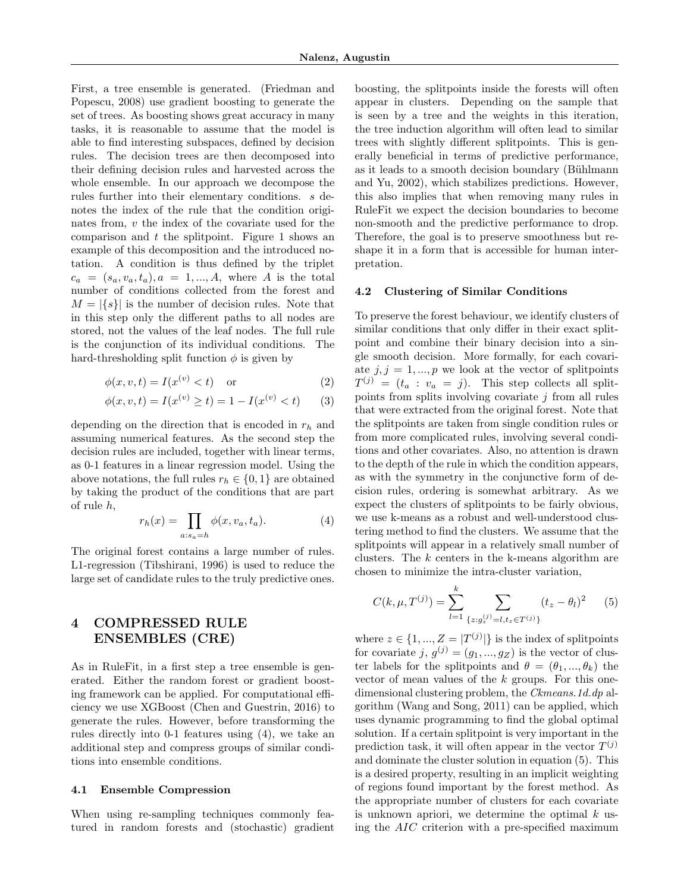First, a tree ensemble is generated. (Friedman and Popescu, 2008) use gradient boosting to generate the set of trees. As boosting shows great accuracy in many tasks, it is reasonable to assume that the model is able to find interesting subspaces, defined by decision rules. The decision trees are then decomposed into their defining decision rules and harvested across the whole ensemble. In our approach we decompose the rules further into their elementary conditions. $s$ denotes the index of the rule that the condition originates from, $v$ the index of the covariate used for the comparison and $t$ the splitpoint. Figure 1 shows an example of this decomposition and the introduced notation. A condition is thus defined by the triplet $c_a = (s_a, v_a, t_a), a = 1, ..., A$, where $A$ is the total number of conditions collected from the forest and $M = |\{s\}|$ is the number of decision rules. Note that in this step only the different paths to all nodes are stored, not the values of the leaf nodes. The full rule is the conjunction of its individual conditions. The hard-thresholding split function $\phi$ is given by

$$\phi(x, v, t) = I(x^{(v)} < t) \quad \text{or} \tag{2}$$

$$\phi(x, v, t) = I(x^{(v)} \geq t) = 1 - I(x^{(v)} < t) \tag{3}$$

depending on the direction that is encoded in $r_h$ and assuming numerical features. As the second step the decision rules are included, together with linear terms, as 0-1 features in a linear regression model. Using the above notations, the full rules $r_h \in \{0, 1\}$ are obtained by taking the product of the conditions that are part of rule $h$,

$$r_h(x) = \prod_{a:s_a=h} \phi(x, v_a, t_a). \tag{4}$$

The original forest contains a large number of rules. L1-regression (Tibshirani, 1996) is used to reduce the large set of candidate rules to the truly predictive ones.

# 4 COMPRESSED RULE ENSEMBLES (CRE)

As in RuleFit, in a first step a tree ensemble is generated. Either the random forest or gradient boosting framework can be applied. For computational efficiency we use XGBoost (Chen and Guestrin, 2016) to generate the rules. However, before transforming the rules directly into 0-1 features using (4), we take an additional step and compress groups of similar conditions into ensemble conditions.

## 4.1 Ensemble Compression

When using re-sampling techniques commonly featured in random forests and (stochastic) gradient boosting, the splitpoints inside the forests will often appear in clusters. Depending on the sample that is seen by a tree and the weights in this iteration, the tree induction algorithm will often lead to similar trees with slightly different splitpoints. This is generally beneficial in terms of predictive performance, as it leads to a smooth decision boundary (Bühlmann and Yu, 2002), which stabilizes predictions. However, this also implies that when removing many rules in RuleFit we expect the decision boundaries to become non-smooth and the predictive performance to drop. Therefore, the goal is to preserve smoothness but reshape it in a form that is accessible for human interpretation.

## 4.2 Clustering of Similar Conditions

To preserve the forest behaviour, we identify clusters of similar conditions that only differ in their exact splitpoint and combine their binary decision into a single smooth decision. More formally, for each covariate $j, j = 1, ..., p$ we look at the vector of splitpoints $T^{(j)} = (t_a : v_a = j)$. This step collects all splitpoints from splits involving covariate $j$ from all rules that were extracted from the original forest. Note that the splitpoints are taken from single condition rules or from more complicated rules, involving several conditions and other covariates. Also, no attention is drawn to the depth of the rule in which the condition appears, as with the symmetry in the conjunctive form of decision rules, ordering is somewhat arbitrary. As we expect the clusters of splitpoints to be fairly obvious, we use k-means as a robust and well-understood clustering method to find the clusters. We assume that the splitpoints will appear in a relatively small number of clusters. The $k$ centers in the k-means algorithm are chosen to minimize the intra-cluster variation,

$$C(k, \mu, T^{(j)}) = \sum_{l=1}^{k} \sum_{\{z: g_z^{(j)}=l, t_z \in T^{(j)}\}} (t_z - \theta_l)^2 \tag{5}$$

where $z \in \{1, ..., Z = |T^{(j)}|\}$ is the index of splitpoints for covariate $j$, $g^{(j)} = (g_1, ..., g_Z)$ is the vector of cluster labels for the splitpoints and $\theta = (\theta_1, ..., \theta_k)$ the vector of mean values of the $k$ groups. For this one-dimensional clustering problem, the *Ckmeans.1d.dp* algorithm (Wang and Song, 2011) can be applied, which uses dynamic programming to find the global optimal solution. If a certain splitpoint is very important in the prediction task, it will often appear in the vector $T^{(j)}$ and dominate the cluster solution in equation (5). This is a desired property, resulting in an implicit weighting of regions found important by the forest method. As the appropriate number of clusters for each covariate is unknown apriori, we determine the optimal $k$ using the *AIC* criterion with a pre-specified maximum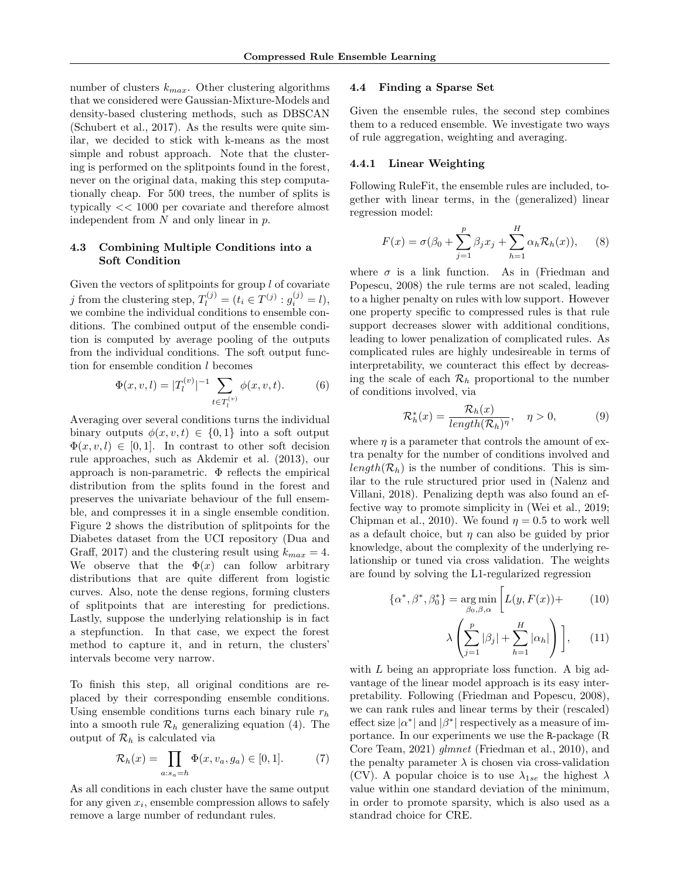number of clusters $k_{max}$. Other clustering algorithms that we considered were Gaussian-Mixture-Models and density-based clustering methods, such as DBSCAN (Schubert et al., 2017). As the results were quite similar, we decided to stick with k-means as the most simple and robust approach. Note that the clustering is performed on the splitpoints found in the forest, never on the original data, making this step computationally cheap. For 500 trees, the number of splits is typically $<< 1000$ per covariate and therefore almost independent from $N$ and only linear in $p$.

### 4.3 Combining Multiple Conditions into a Soft Condition

Given the vectors of splitpoints for group $l$ of covariate $j$ from the clustering step, $T_l^{(j)} = (t_i \in T^{(j)} : g_i^{(j)} = l)$, we combine the individual conditions to ensemble conditions. The combined output of the ensemble condition is computed by average pooling of the outputs from the individual conditions. The soft output function for ensemble condition $l$ becomes

$$\Phi(x, v, l) = |T_l^{(v)}|^{-1} \sum_{t \in T_l^{(v)}} \phi(x, v, t). \tag{6}$$

Averaging over several conditions turns the individual binary outputs $\phi(x, v, t) \in \{0, 1\}$ into a soft output $\Phi(x, v, l) \in [0, 1]$. In contrast to other soft decision rule approaches, such as Akdemir et al. (2013), our approach is non-parametric. $\Phi$ reflects the empirical distribution from the splits found in the forest and preserves the univariate behaviour of the full ensemble, and compresses it in a single ensemble condition. Figure 2 shows the distribution of splitpoints for the Diabetes dataset from the UCI repository (Dua and Graff, 2017) and the clustering result using $k_{max} = 4$. We observe that the $\Phi(x)$ can follow arbitrary distributions that are quite different from logistic curves. Also, note the dense regions, forming clusters of splitpoints that are interesting for predictions. Lastly, suppose the underlying relationship is in fact a stepfunction. In that case, we expect the forest method to capture it, and in return, the clusters' intervals become very narrow.

To finish this step, all original conditions are replaced by their corresponding ensemble conditions. Using ensemble conditions turns each binary rule $r_h$ into a smooth rule $\mathcal{R}_h$ generalizing equation (4). The output of $\mathcal{R}_h$ is calculated via

$$\mathcal{R}_h(x) = \prod_{a: s_a = h} \Phi(x, v_a, g_a) \in [0, 1]. \tag{7}$$

As all conditions in each cluster have the same output for any given $x_i$, ensemble compression allows to safely remove a large number of redundant rules.

### 4.4 Finding a Sparse Set

Given the ensemble rules, the second step combines them to a reduced ensemble. We investigate two ways of rule aggregation, weighting and averaging.

#### 4.4.1 Linear Weighting

Following RuleFit, the ensemble rules are included, together with linear terms, in the (generalized) linear regression model:

$$F(x) = \sigma(\beta_0 + \sum_{j=1}^{p} \beta_j x_j + \sum_{h=1}^{H} \alpha_h \mathcal{R}_h(x)), \tag{8}$$

where $\sigma$ is a link function. As in (Friedman and Popescu, 2008) the rule terms are not scaled, leading to a higher penalty on rules with low support. However one property specific to compressed rules is that rule support decreases slower with additional conditions, leading to lower penalization of complicated rules. As complicated rules are highly undesireable in terms of interpretability, we counteract this effect by decreasing the scale of each $\mathcal{R}_h$ proportional to the number of conditions involved, via

$$\mathcal{R}_h^*(x) = \frac{\mathcal{R}_h(x)}{length(\mathcal{R}_h)^{\eta}}, \quad \eta > 0, \tag{9}$$

where $\eta$ is a parameter that controls the amount of extra penalty for the number of conditions involved and $length(\mathcal{R}_h)$ is the number of conditions. This is similar to the rule structured prior used in (Nalenz and Villani, 2018). Penalizing depth was also found an effective way to promote simplicity in (Wei et al., 2019; Chipman et al., 2010). We found $\eta = 0.5$ to work well as a default choice, but $\eta$ can also be guided by prior knowledge, about the complexity of the underlying relationship or tuned via cross validation. The weights are found by solving the L1-regularized regression

$$\{\alpha^*, \beta^*, \beta_0^*\} = \underset{\beta_0, \beta, \alpha}{\arg\min} \Bigg[ L(y, F(x)) + \tag{10}$$

$$\lambda \left( \sum_{j=1}^{p} |\beta_j| + \sum_{h=1}^{H} |\alpha_h| \right) \Bigg], \tag{11}$$

with $L$ being an appropriate loss function. A big advantage of the linear model approach is its easy interpretability. Following (Friedman and Popescu, 2008), we can rank rules and linear terms by their (rescaled) effect size $|\alpha^*|$ and $|\beta^*|$ respectively as a measure of importance. In our experiments we use the R-package (R Core Team, 2021) *glmnet* (Friedman et al., 2010), and the penalty parameter $\lambda$ is chosen via cross-validation (CV). A popular choice is to use $\lambda_{1se}$ the highest $\lambda$ value within one standard deviation of the minimum, in order to promote sparsity, which is also used as a standrad choice for CRE.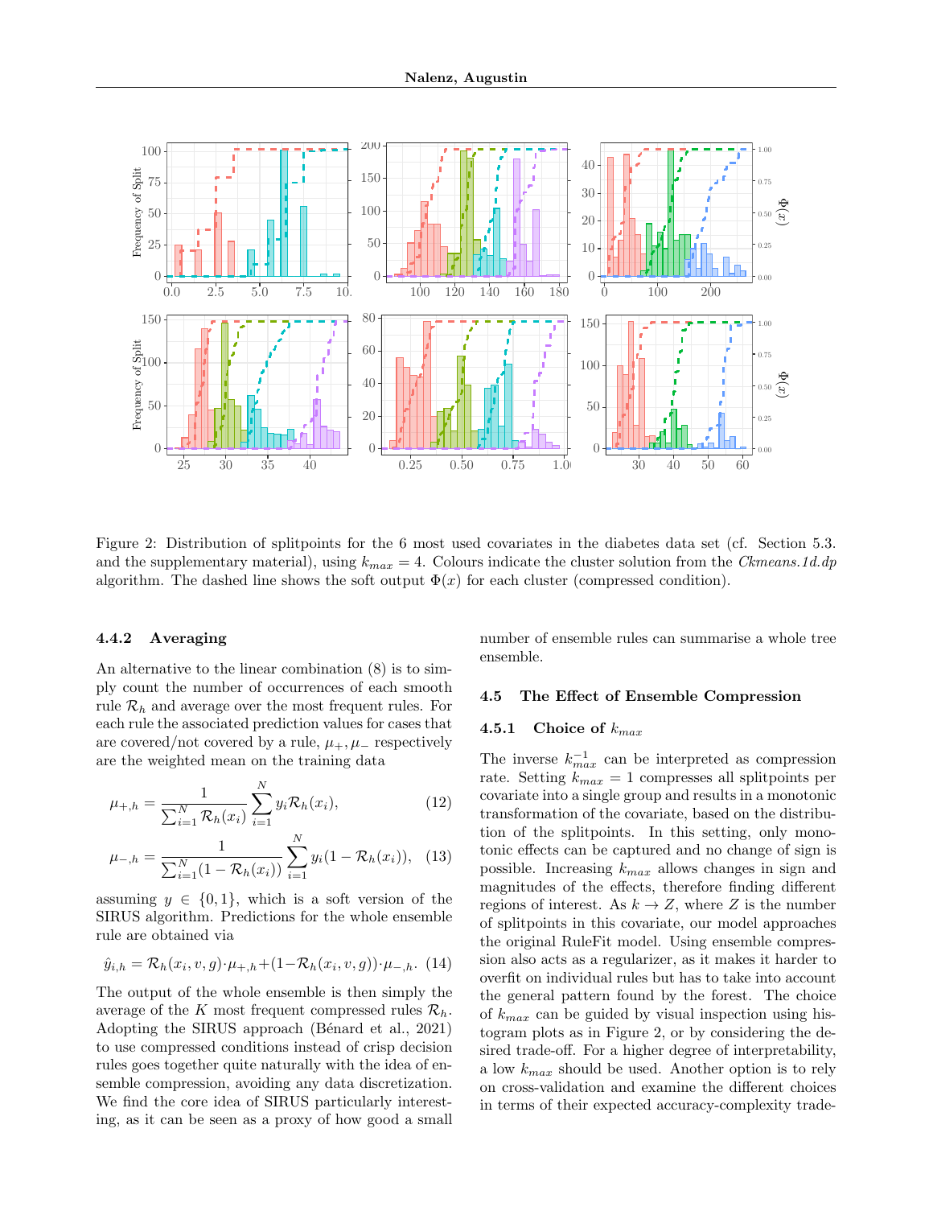Figure 2: Distribution of splitpoints for the 6 most used covariates in the diabetes data set (cf. Section 5.3. and the supplementary material), using $k_{max} = 4$. Colours indicate the cluster solution from the *Ckmeans.1d.dp* algorithm. The dashed line shows the soft output $\Phi(x)$ for each cluster (compressed condition).

#### 4.4.2 Averaging

An alternative to the linear combination (8) is to simply count the number of occurrences of each smooth rule $\mathcal{R}_h$ and average over the most frequent rules. For each rule the associated prediction values for cases that are covered/not covered by a rule, $\mu_+, \mu_-$ respectively are the weighted mean on the training data

$$\mu_{+,h} = \frac{1}{\sum_{i=1}^{N} \mathcal{R}_h(x_i)} \sum_{i=1}^{N} y_i \mathcal{R}_h(x_i), \tag{12}$$

$$\mu_{-,h} = \frac{1}{\sum_{i=1}^{N} (1 - \mathcal{R}_h(x_i))} \sum_{i=1}^{N} y_i (1 - \mathcal{R}_h(x_i)), \tag{13}$$

assuming $y \in \{0, 1\}$, which is a soft version of the SIRUS algorithm. Predictions for the whole ensemble rule are obtained via

$$\hat{y}_{i,h} = \mathcal{R}_h(x_i, v, g) \cdot \mu_{+,h} + (1 - \mathcal{R}_h(x_i, v, g)) \cdot \mu_{-,h}. \tag{14}$$

The output of the whole ensemble is then simply the average of the $K$ most frequent compressed rules $\mathcal{R}_h$. Adopting the SIRUS approach (Bénard et al., 2021) to use compressed conditions instead of crisp decision rules goes together quite naturally with the idea of ensemble compression, avoiding any data discretization. We find the core idea of SIRUS particularly interesting, as it can be seen as a proxy of how good a small number of ensemble rules can summarise a whole tree ensemble.

### 4.5 The Effect of Ensemble Compression

#### 4.5.1 Choice of $k_{max}$

The inverse $k_{max}^{-1}$ can be interpreted as compression rate. Setting $k_{max} = 1$ compresses all splitpoints per covariate into a single group and results in a monotonic transformation of the covariate, based on the distribution of the splitpoints. In this setting, only monotonic effects can be captured and no change of sign is possible. Increasing $k_{max}$ allows changes in sign and magnitudes of the effects, therefore finding different regions of interest. As $k \to Z$, where $Z$ is the number of splitpoints in this covariate, our model approaches the original RuleFit model. Using ensemble compression also acts as a regularizer, as it makes it harder to overfit on individual rules but has to take into account the general pattern found by the forest. The choice of $k_{max}$ can be guided by visual inspection using histogram plots as in Figure 2, or by considering the desired trade-off. For a higher degree of interpretability, a low $k_{max}$ should be used. Another option is to rely on cross-validation and examine the different choices in terms of their expected accuracy-complexity trade-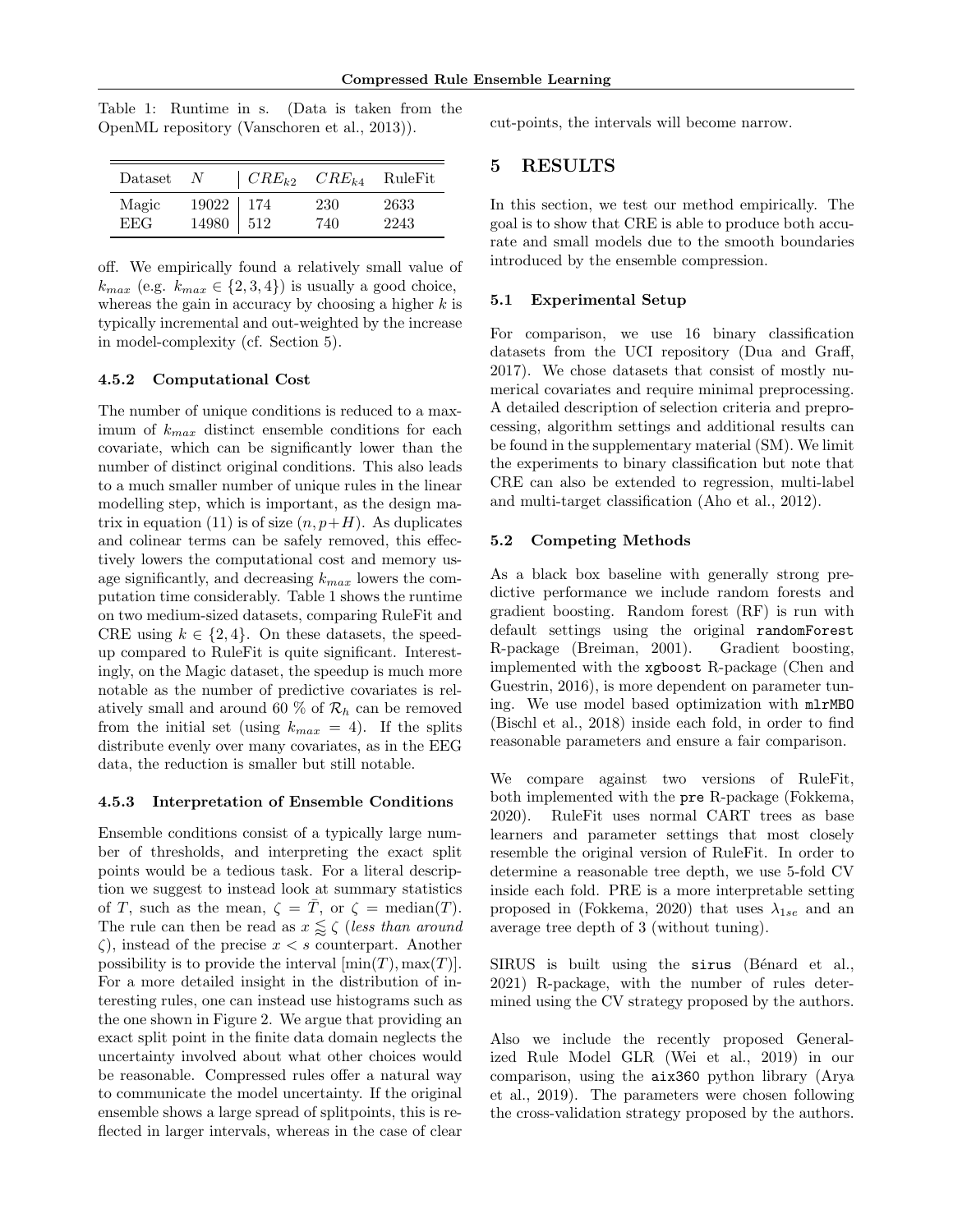Table 1: Runtime in s. (Data is taken from the OpenML repository (Vanschoren et al., 2013)).

| Dataset | $N$ | $CRE_{k2}$ | $CRE_{k4}$ | RuleFit |
|---|---|---|---|---|
| Magic | 19022 | 174 | 230 | 2633 |
| EEG | 14980 | 512 | 740 | 2243 |

off. We empirically found a relatively small value of $k_{max}$ (e.g. $k_{max} \in \{2, 3, 4\}$) is usually a good choice, whereas the gain in accuracy by choosing a higher $k$ is typically incremental and out-weighted by the increase in model-complexity (cf. Section 5).

#### 4.5.2 Computational Cost

The number of unique conditions is reduced to a maximum of $k_{max}$ distinct ensemble conditions for each covariate, which can be significantly lower than the number of distinct original conditions. This also leads to a much smaller number of unique rules in the linear modelling step, which is important, as the design matrix in equation (11) is of size $(n, p+H)$. As duplicates and colinear terms can be safely removed, this effectively lowers the computational cost and memory usage significantly, and decreasing $k_{max}$ lowers the computation time considerably. Table 1 shows the runtime on two medium-sized datasets, comparing RuleFit and CRE using $k \in \{2, 4\}$. On these datasets, the speedup compared to RuleFit is quite significant. Interestingly, on the Magic dataset, the speedup is much more notable as the number of predictive covariates is relatively small and around 60 % of $\mathcal{R}_h$ can be removed from the initial set (using $k_{max} = 4$). If the splits distribute evenly over many covariates, as in the EEG data, the reduction is smaller but still notable.

#### 4.5.3 Interpretation of Ensemble Conditions

Ensemble conditions consist of a typically large number of thresholds, and interpreting the exact split points would be a tedious task. For a literal description we suggest to instead look at summary statistics of $T$, such as the mean, $\zeta = \bar{T}$, or $\zeta = \text{median}(T)$. The rule can then be read as $x \lessapprox \zeta$ (*less than around* $\zeta$), instead of the precise $x < s$ counterpart. Another possibility is to provide the interval $[\min(T), \max(T)]$. For a more detailed insight in the distribution of interesting rules, one can instead use histograms such as the one shown in Figure 2. We argue that providing an exact split point in the finite data domain neglects the uncertainty involved about what other choices would be reasonable. Compressed rules offer a natural way to communicate the model uncertainty. If the original ensemble shows a large spread of splitpoints, this is reflected in larger intervals, whereas in the case of clear cut-points, the intervals will become narrow.

## 5 RESULTS

In this section, we test our method empirically. The goal is to show that CRE is able to produce both accurate and small models due to the smooth boundaries introduced by the ensemble compression.

### 5.1 Experimental Setup

For comparison, we use 16 binary classification datasets from the UCI repository (Dua and Graff, 2017). We chose datasets that consist of mostly numerical covariates and require minimal preprocessing. A detailed description of selection criteria and preprocessing, algorithm settings and additional results can be found in the supplementary material (SM). We limit the experiments to binary classification but note that CRE can also be extended to regression, multi-label and multi-target classification (Aho et al., 2012).

### 5.2 Competing Methods

As a black box baseline with generally strong predictive performance we include random forests and gradient boosting. Random forest (RF) is run with default settings using the original `randomForest` R-package (Breiman, 2001). Gradient boosting, implemented with the `xgboost` R-package (Chen and Guestrin, 2016), is more dependent on parameter tuning. We use model based optimization with `mlrMBO` (Bischl et al., 2018) inside each fold, in order to find reasonable parameters and ensure a fair comparison.

We compare against two versions of RuleFit, both implemented with the `pre` R-package (Fokkema, 2020). RuleFit uses normal CART trees as base learners and parameter settings that most closely resemble the original version of RuleFit. In order to determine a reasonable tree depth, we use 5-fold CV inside each fold. PRE is a more interpretable setting proposed in (Fokkema, 2020) that uses $\lambda_{1se}$ and an average tree depth of 3 (without tuning).

SIRUS is built using the `sirus` (Bénard et al., 2021) R-package, with the number of rules determined using the CV strategy proposed by the authors.

Also we include the recently proposed Generalized Rule Model GLR (Wei et al., 2019) in our comparison, using the `aix360` python library (Arya et al., 2019). The parameters were chosen following the cross-validation strategy proposed by the authors.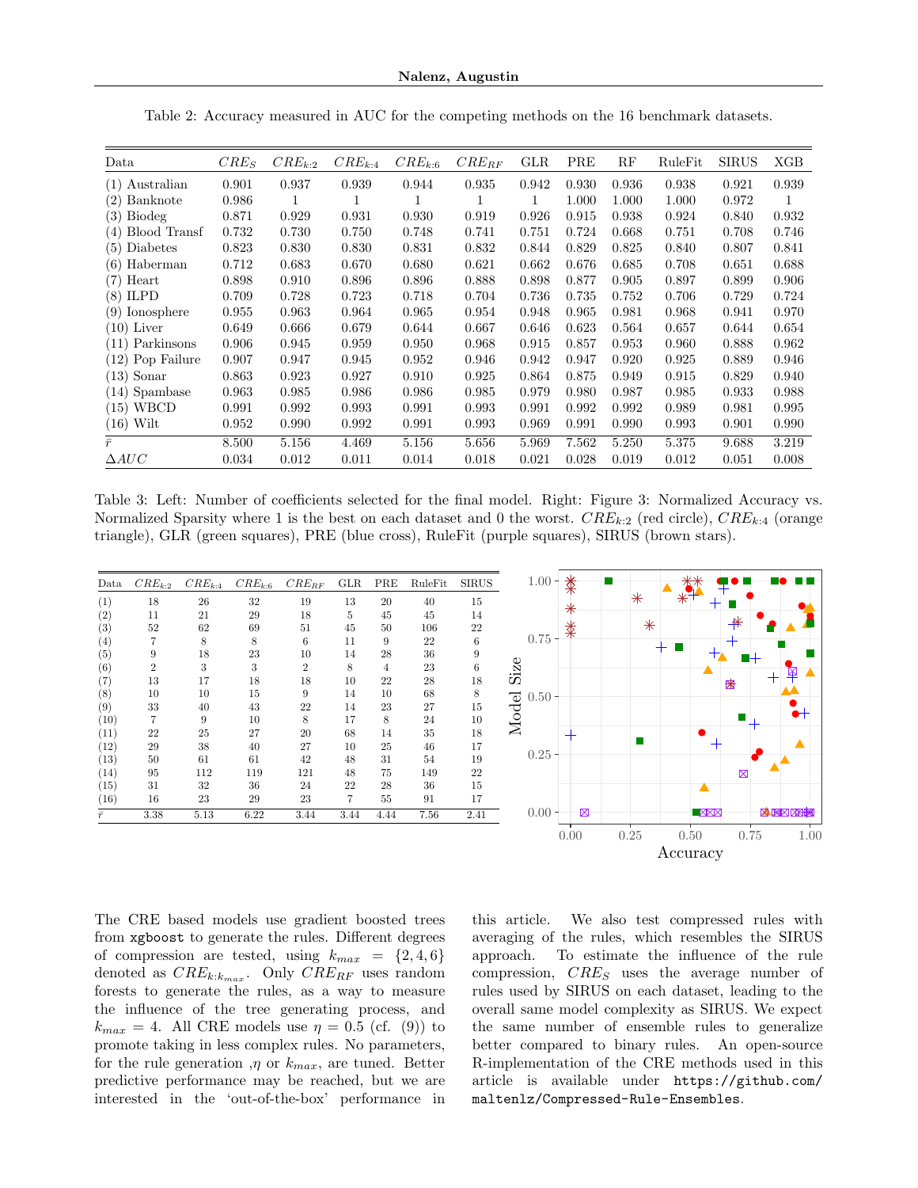Table 2: Accuracy measured in AUC for the competing methods on the 16 benchmark datasets.

| Data | $CRE_S$ | $CRE_{k:2}$ | $CRE_{k:4}$ | $CRE_{k:6}$ | $CRE_{RF}$ | GLR | PRE | RF | RuleFit | SIRUS | XGB |
|---|---|---|---|---|---|---|---|---|---|---|---|
| (1) Australian | 0.901 | 0.937 | 0.939 | 0.944 | 0.935 | 0.942 | 0.930 | 0.936 | 0.938 | 0.921 | 0.939 |
| (2) Banknote | 0.986 | 1 | 1 | 1 | 1 | 1 | 1.000 | 1.000 | 1.000 | 0.972 | 1 |
| (3) Biodeg | 0.871 | 0.929 | 0.931 | 0.930 | 0.919 | 0.926 | 0.915 | 0.938 | 0.924 | 0.840 | 0.932 |
| (4) Blood Transf | 0.732 | 0.730 | 0.750 | 0.748 | 0.741 | 0.751 | 0.724 | 0.668 | 0.751 | 0.708 | 0.746 |
| (5) Diabetes | 0.823 | 0.830 | 0.830 | 0.831 | 0.832 | 0.844 | 0.829 | 0.825 | 0.840 | 0.807 | 0.841 |
| (6) Haberman | 0.712 | 0.683 | 0.670 | 0.680 | 0.621 | 0.662 | 0.676 | 0.685 | 0.708 | 0.651 | 0.688 |
| (7) Heart | 0.898 | 0.910 | 0.896 | 0.896 | 0.888 | 0.898 | 0.877 | 0.905 | 0.897 | 0.899 | 0.906 |
| (8) ILPD | 0.709 | 0.728 | 0.723 | 0.718 | 0.704 | 0.736 | 0.735 | 0.752 | 0.706 | 0.729 | 0.724 |
| (9) Ionosphere | 0.955 | 0.963 | 0.964 | 0.965 | 0.954 | 0.948 | 0.965 | 0.981 | 0.968 | 0.941 | 0.970 |
| (10) Liver | 0.649 | 0.666 | 0.679 | 0.644 | 0.667 | 0.646 | 0.623 | 0.564 | 0.657 | 0.644 | 0.654 |
| (11) Parkinsons | 0.906 | 0.945 | 0.959 | 0.950 | 0.968 | 0.915 | 0.857 | 0.953 | 0.960 | 0.888 | 0.962 |
| (12) Pop Failure | 0.907 | 0.947 | 0.945 | 0.952 | 0.946 | 0.942 | 0.947 | 0.920 | 0.925 | 0.889 | 0.946 |
| (13) Sonar | 0.863 | 0.923 | 0.927 | 0.910 | 0.925 | 0.864 | 0.875 | 0.949 | 0.915 | 0.829 | 0.940 |
| (14) Spambase | 0.963 | 0.985 | 0.986 | 0.986 | 0.985 | 0.979 | 0.980 | 0.987 | 0.985 | 0.933 | 0.988 |
| (15) WBCD | 0.991 | 0.992 | 0.993 | 0.991 | 0.993 | 0.991 | 0.992 | 0.992 | 0.989 | 0.981 | 0.995 |
| (16) Wilt | 0.952 | 0.990 | 0.992 | 0.991 | 0.993 | 0.969 | 0.991 | 0.990 | 0.993 | 0.901 | 0.990 |
| $\bar{r}$ | 8.500 | 5.156 | 4.469 | 5.156 | 5.656 | 5.969 | 7.562 | 5.250 | 5.375 | 9.688 | 3.219 |
| $\Delta AUC$ | 0.034 | 0.012 | 0.011 | 0.014 | 0.018 | 0.021 | 0.028 | 0.019 | 0.012 | 0.051 | 0.008 |

Table 3: Left: Number of coefficients selected for the final model. Right: Figure 3: Normalized Accuracy vs. Normalized Sparsity where 1 is the best on each dataset and 0 the worst. $CRE_{k:2}$ (red circle), $CRE_{k:4}$ (orange triangle), GLR (green squares), PRE (blue cross), RuleFit (purple squares), SIRUS (brown stars).

| Data | $CRE_{k:2}$ | $CRE_{k:4}$ | $CRE_{k:6}$ | $CRE_{RF}$ | GLR | PRE | RuleFit | SIRUS |
|---|---|---|---|---|---|---|---|---|
| (1) | 18 | 26 | 32 | 19 | 13 | 20 | 40 | 15 |
| (2) | 11 | 21 | 29 | 18 | 5 | 45 | 45 | 14 |
| (3) | 52 | 62 | 69 | 51 | 45 | 50 | 106 | 22 |
| (4) | 7 | 8 | 8 | 6 | 11 | 9 | 22 | 6 |
| (5) | 9 | 18 | 23 | 10 | 14 | 28 | 36 | 9 |
| (6) | 2 | 3 | 3 | 2 | 8 | 4 | 23 | 6 |
| (7) | 13 | 17 | 18 | 18 | 10 | 22 | 28 | 18 |
| (8) | 10 | 10 | 15 | 9 | 14 | 10 | 68 | 8 |
| (9) | 33 | 40 | 43 | 22 | 14 | 23 | 27 | 15 |
| (10) | 7 | 9 | 10 | 8 | 17 | 8 | 24 | 10 |
| (11) | 22 | 25 | 27 | 20 | 68 | 14 | 35 | 18 |
| (12) | 29 | 38 | 40 | 27 | 10 | 25 | 46 | 17 |
| (13) | 50 | 61 | 61 | 42 | 48 | 31 | 54 | 19 |
| (14) | 95 | 112 | 119 | 121 | 48 | 75 | 149 | 22 |
| (15) | 31 | 32 | 36 | 24 | 22 | 28 | 36 | 15 |
| (16) | 16 | 23 | 29 | 23 | 7 | 55 | 91 | 17 |
| $\bar{r}$ | 3.38 | 5.13 | 6.22 | 3.44 | 3.44 | 4.44 | 7.56 | 2.41 |

The CRE based models use gradient boosted trees from `xgboost` to generate the rules. Different degrees of compression are tested, using $k_{max} = \{2, 4, 6\}$ denoted as $CRE_{k:k_{max}}$. Only $CRE_{RF}$ uses random forests to generate the rules, as a way to measure the influence of the tree generating process, and $k_{max} = 4$. All CRE models use $\eta = 0.5$ (cf. (9)) to promote taking in less complex rules. No parameters, for the rule generation ,$\eta$ or $k_{max}$, are tuned. Better predictive performance may be reached, but we are interested in the 'out-of-the-box' performance in this article. We also test compressed rules with averaging of the rules, which resembles the SIRUS approach. To estimate the influence of the rule compression, $CRE_S$ uses the average number of rules used by SIRUS on each dataset, leading to the overall same model complexity as SIRUS. We expect the same number of ensemble rules to generalize better compared to binary rules. An open-source R-implementation of the CRE methods used in this article is available under `https://github.com/maltenlz/Compressed-Rule-Ensembles`.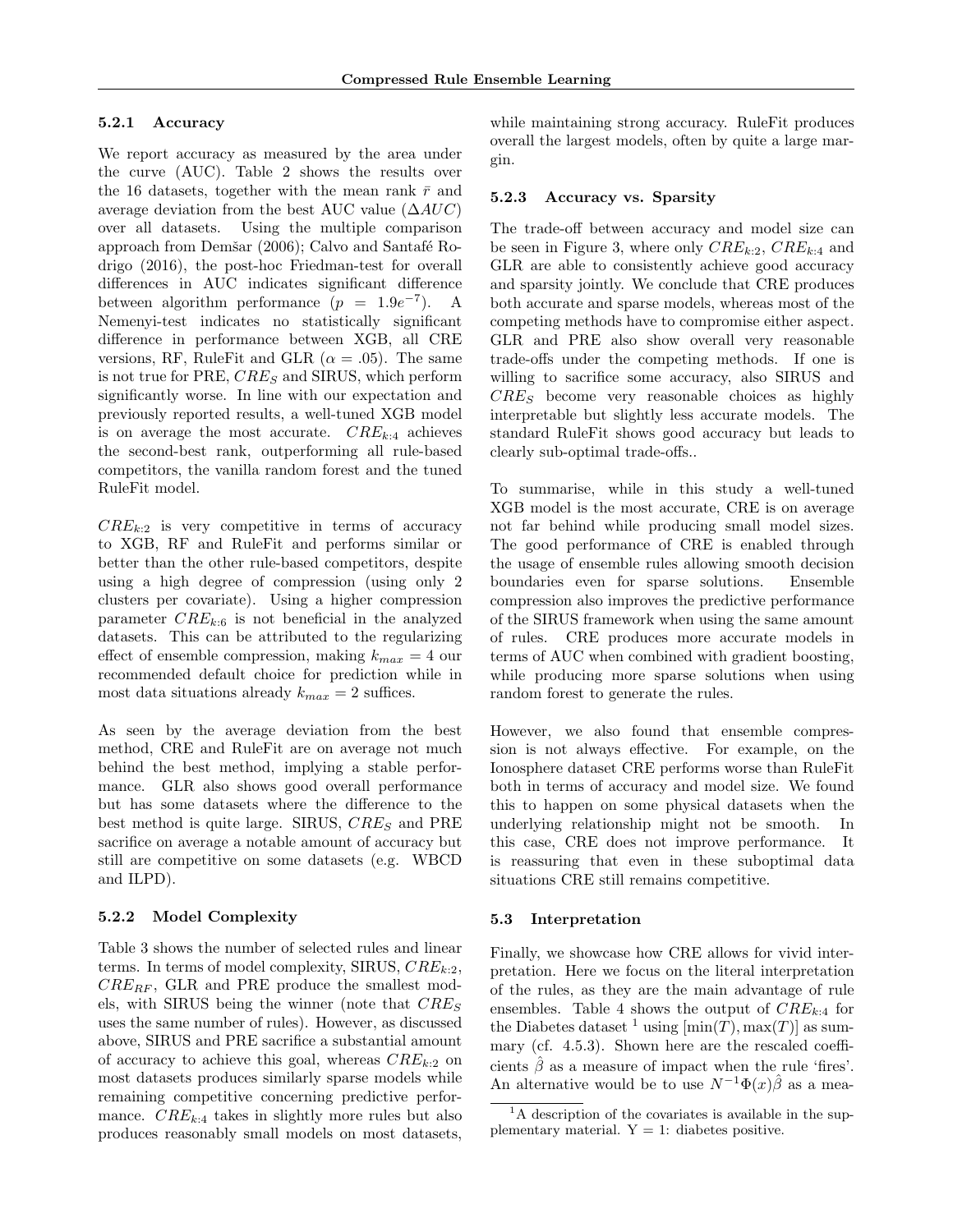#### 5.2.1 Accuracy

We report accuracy as measured by the area under the curve (AUC). Table 2 shows the results over the 16 datasets, together with the mean rank $\bar{r}$ and average deviation from the best AUC value ($\Delta AUC$) over all datasets. Using the multiple comparison approach from Demšar (2006); Calvo and Santafé Rodrigo (2016), the post-hoc Friedman-test for overall differences in AUC indicates significant difference between algorithm performance ($p = 1.9e^{-7}$). A Nemenyi-test indicates no statistically significant difference in performance between XGB, all CRE versions, RF, RuleFit and GLR ($\alpha = .05$). The same is not true for PRE, $CRE_S$ and SIRUS, which perform significantly worse. In line with our expectation and previously reported results, a well-tuned XGB model is on average the most accurate. $CRE_{k:4}$ achieves the second-best rank, outperforming all rule-based competitors, the vanilla random forest and the tuned RuleFit model.

$CRE_{k:2}$ is very competitive in terms of accuracy to XGB, RF and RuleFit and performs similar or better than the other rule-based competitors, despite using a high degree of compression (using only 2 clusters per covariate). Using a higher compression parameter $CRE_{k:6}$ is not beneficial in the analyzed datasets. This can be attributed to the regularizing effect of ensemble compression, making $k_{max} = 4$ our recommended default choice for prediction while in most data situations already $k_{max} = 2$ suffices.

As seen by the average deviation from the best method, CRE and RuleFit are on average not much behind the best method, implying a stable performance. GLR also shows good overall performance but has some datasets where the difference to the best method is quite large. SIRUS, $CRE_S$ and PRE sacrifice on average a notable amount of accuracy but still are competitive on some datasets (e.g. WBCD and ILPD).

#### 5.2.2 Model Complexity

Table 3 shows the number of selected rules and linear terms. In terms of model complexity, SIRUS, $CRE_{k:2}$, $CRE_{RF}$, GLR and PRE produce the smallest models, with SIRUS being the winner (note that $CRE_S$ uses the same number of rules). However, as discussed above, SIRUS and PRE sacrifice a substantial amount of accuracy to achieve this goal, whereas $CRE_{k:2}$ on most datasets produces similarly sparse models while remaining competitive concerning predictive performance. $CRE_{k:4}$ takes in slightly more rules but also produces reasonably small models on most datasets, while maintaining strong accuracy. RuleFit produces overall the largest models, often by quite a large margin.

#### 5.2.3 Accuracy vs. Sparsity

The trade-off between accuracy and model size can be seen in Figure 3, where only $CRE_{k:2}$, $CRE_{k:4}$ and GLR are able to consistently achieve good accuracy and sparsity jointly. We conclude that CRE produces both accurate and sparse models, whereas most of the competing methods have to compromise either aspect. GLR and PRE also show overall very reasonable trade-offs under the competing methods. If one is willing to sacrifice some accuracy, also SIRUS and $CRE_S$ become very reasonable choices as highly interpretable but slightly less accurate models. The standard RuleFit shows good accuracy but leads to clearly sub-optimal trade-offs..

To summarise, while in this study a well-tuned XGB model is the most accurate, CRE is on average not far behind while producing small model sizes. The good performance of CRE is enabled through the usage of ensemble rules allowing smooth decision boundaries even for sparse solutions. Ensemble compression also improves the predictive performance of the SIRUS framework when using the same amount of rules. CRE produces more accurate models in terms of AUC when combined with gradient boosting, while producing more sparse solutions when using random forest to generate the rules.

However, we also found that ensemble compression is not always effective. For example, on the Ionosphere dataset CRE performs worse than RuleFit both in terms of accuracy and model size. We found this to happen on some physical datasets when the underlying relationship might not be smooth. In this case, CRE does not improve performance. It is reassuring that even in these suboptimal data situations CRE still remains competitive.

### 5.3 Interpretation

Finally, we showcase how CRE allows for vivid interpretation. Here we focus on the literal interpretation of the rules, as they are the main advantage of rule ensembles. Table 4 shows the output of $CRE_{k:4}$ for the Diabetes dataset [1] using $[\min(T), \max(T)]$ as summary (cf. 4.5.3). Shown here are the rescaled coefficients $\hat{\beta}$ as a measure of impact when the rule 'fires'. An alternative would be to use $N^{-1}\Phi(x)\hat{\beta}$ as a mea-

[1] A description of the covariates is available in the supplementary material. Y = 1: diabetes positive.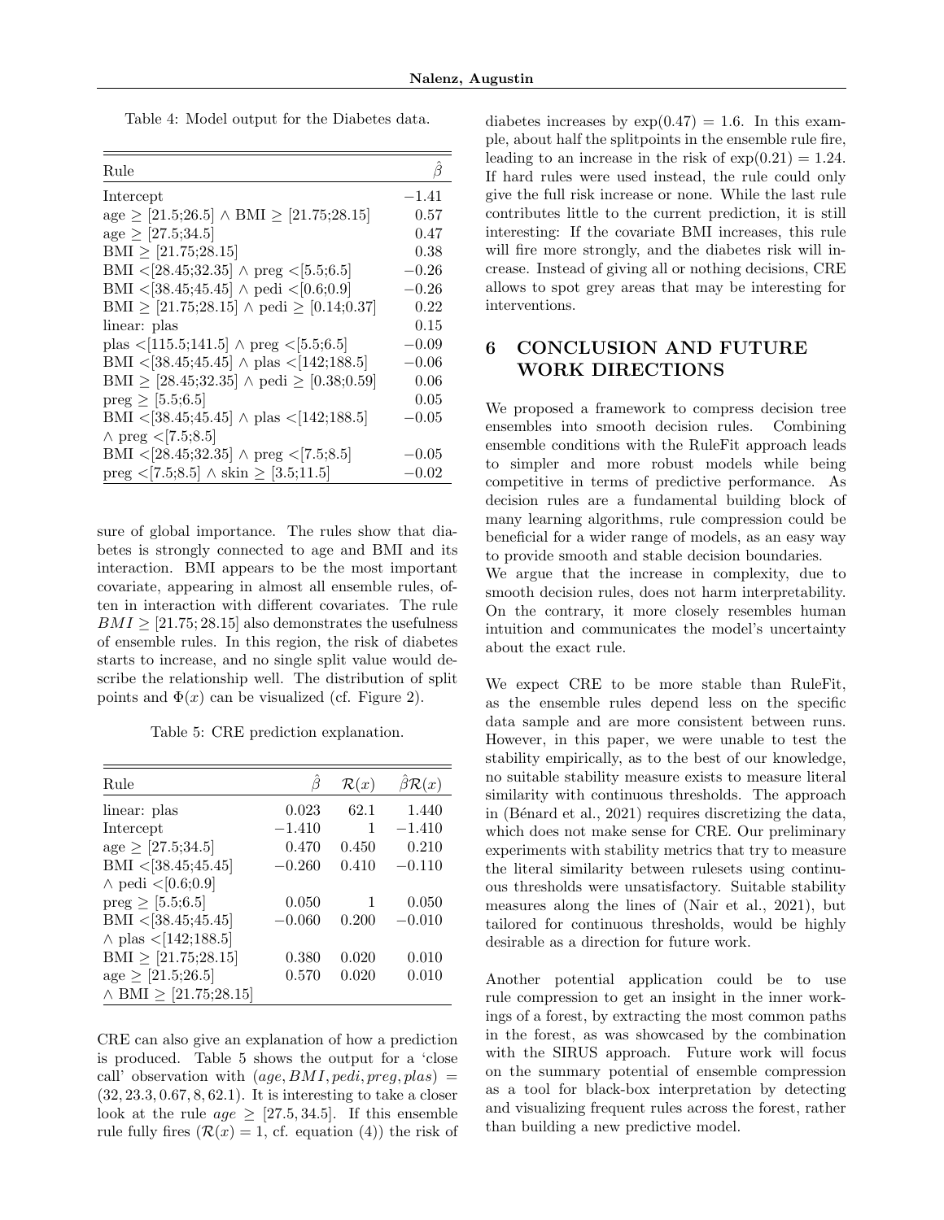Table 4: Model output for the Diabetes data.

| Rule | $\hat{\beta}$ |
|---|---|
| Intercept | $-1.41$ |
| age $\geq$ [21.5;26.5] $\wedge$ BMI $\geq$ [21.75;28.15] | 0.57 |
| age $\geq$ [27.5;34.5] | 0.47 |
| BMI $\geq$ [21.75;28.15] | 0.38 |
| BMI <[28.45;32.35] $\wedge$ preg <[5.5;6.5] | $-0.26$ |
| BMI <[38.45;45.45] $\wedge$ pedi <[0.6;0.9] | $-0.26$ |
| BMI $\geq$ [21.75;28.15] $\wedge$ pedi $\geq$ [0.14;0.37] | 0.22 |
| linear: plas | 0.15 |
| plas <[115.5;141.5] $\wedge$ preg <[5.5;6.5] | $-0.09$ |
| BMI <[38.45;45.45] $\wedge$ plas <[142;188.5] | $-0.06$ |
| BMI $\geq$ [28.45;32.35] $\wedge$ pedi $\geq$ [0.38;0.59] | 0.06 |
| preg $\geq$ [5.5;6.5] | 0.05 |
| BMI <[38.45;45.45] $\wedge$ plas <[142;188.5] $\wedge$ preg <[7.5;8.5] | $-0.05$ |
| BMI <[28.45;32.35] $\wedge$ preg <[7.5;8.5] | $-0.05$ |
| preg <[7.5;8.5] $\wedge$ skin $\geq$ [3.5;11.5] | $-0.02$ |

sure of global importance. The rules show that diabetes is strongly connected to age and BMI and its interaction. BMI appears to be the most important covariate, appearing in almost all ensemble rules, often in interaction with different covariates. The rule $BMI \geq [21.75; 28.15]$ also demonstrates the usefulness of ensemble rules. In this region, the risk of diabetes starts to increase, and no single split value would describe the relationship well. The distribution of split points and $\Phi(x)$ can be visualized (cf. Figure 2).

Table 5: CRE prediction explanation.

| Rule | $\hat{\beta}$ | $\mathcal{R}(x)$ | $\hat{\beta}\mathcal{R}(x)$ |
|---|---|---|---|
| linear: plas | 0.023 | 62.1 | 1.440 |
| Intercept | $-1.410$ | 1 | $-1.410$ |
| age $\geq$ [27.5;34.5] | 0.470 | 0.450 | 0.210 |
| BMI <[38.45;45.45] $\wedge$ pedi <[0.6;0.9] | $-0.260$ | 0.410 | $-0.110$ |
| preg $\geq$ [5.5;6.5] | 0.050 | 1 | 0.050 |
| BMI <[38.45;45.45] $\wedge$ plas <[142;188.5] | $-0.060$ | 0.200 | $-0.010$ |
| BMI $\geq$ [21.75;28.15] | 0.380 | 0.020 | 0.010 |
| age $\geq$ [21.5;26.5] $\wedge$ BMI $\geq$ [21.75;28.15] | 0.570 | 0.020 | 0.010 |

CRE can also give an explanation of how a prediction is produced. Table 5 shows the output for a 'close call' observation with $(age, BMI, pedi, preg, plas) = (32, 23.3, 0.67, 8, 62.1)$. It is interesting to take a closer look at the rule $age \geq [27.5, 34.5]$. If this ensemble rule fully fires ($\mathcal{R}(x) = 1$, cf. equation (4)) the risk of diabetes increases by $\exp(0.47) = 1.6$. In this example, about half the splitpoints in the ensemble rule fire, leading to an increase in the risk of $\exp(0.21) = 1.24$. If hard rules were used instead, the rule could only give the full risk increase or none. While the last rule contributes little to the current prediction, it is still interesting: If the covariate BMI increases, this rule will fire more strongly, and the diabetes risk will increase. Instead of giving all or nothing decisions, CRE allows to spot grey areas that may be interesting for interventions.

# 6 CONCLUSION AND FUTURE WORK DIRECTIONS

We proposed a framework to compress decision tree ensembles into smooth decision rules. Combining ensemble conditions with the RuleFit approach leads to simpler and more robust models while being competitive in terms of predictive performance. As decision rules are a fundamental building block of many learning algorithms, rule compression could be beneficial for a wider range of models, as an easy way to provide smooth and stable decision boundaries.
We argue that the increase in complexity, due to smooth decision rules, does not harm interpretability. On the contrary, it more closely resembles human intuition and communicates the model's uncertainty about the exact rule.

We expect CRE to be more stable than RuleFit, as the ensemble rules depend less on the specific data sample and are more consistent between runs. However, in this paper, we were unable to test the stability empirically, as to the best of our knowledge, no suitable stability measure exists to measure literal similarity with continuous thresholds. The approach in (Bénard et al., 2021) requires discretizing the data, which does not make sense for CRE. Our preliminary experiments with stability metrics that try to measure the literal similarity between rulesets using continuous thresholds were unsatisfactory. Suitable stability measures along the lines of (Nair et al., 2021), but tailored for continuous thresholds, would be highly desirable as a direction for future work.

Another potential application could be to use rule compression to get an insight in the inner workings of a forest, by extracting the most common paths in the forest, as was showcased by the combination with the SIRUS approach. Future work will focus on the summary potential of ensemble compression as a tool for black-box interpretation by detecting and visualizing frequent rules across the forest, rather than building a new predictive model.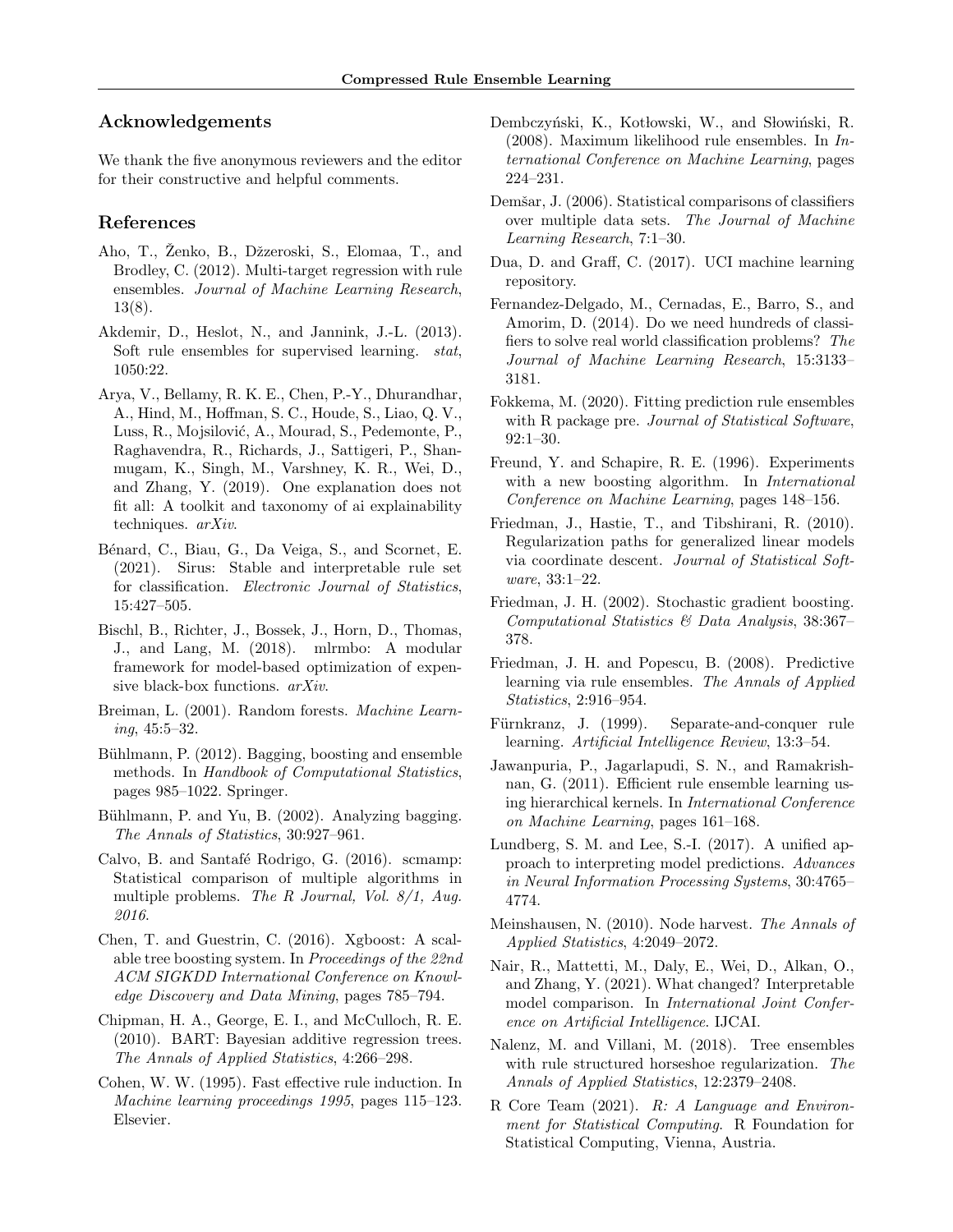## Acknowledgements

We thank the five anonymous reviewers and the editor for their constructive and helpful comments.

## References

Aho, T., Ženko, B., Džzeroski, S., Elomaa, T., and Brodley, C. (2012). Multi-target regression with rule ensembles. *Journal of Machine Learning Research*, 13(8).

Akdemir, D., Heslot, N., and Jannink, J.-L. (2013). Soft rule ensembles for supervised learning. *stat*, 1050:22.

Arya, V., Bellamy, R. K. E., Chen, P.-Y., Dhurandhar, A., Hind, M., Hoffman, S. C., Houde, S., Liao, Q. V., Luss, R., Mojsilović, A., Mourad, S., Pedemonte, P., Raghavendra, R., Richards, J., Sattigeri, P., Shanmugam, K., Singh, M., Varshney, K. R., Wei, D., and Zhang, Y. (2019). One explanation does not fit all: A toolkit and taxonomy of ai explainability techniques. *arXiv*.

Bénard, C., Biau, G., Da Veiga, S., and Scornet, E. (2021). Sirus: Stable and interpretable rule set for classification. *Electronic Journal of Statistics*, 15:427–505.

Bischl, B., Richter, J., Bossek, J., Horn, D., Thomas, J., and Lang, M. (2018). mlrmbo: A modular framework for model-based optimization of expensive black-box functions. *arXiv*.

Breiman, L. (2001). Random forests. *Machine Learning*, 45:5–32.

Bühlmann, P. (2012). Bagging, boosting and ensemble methods. In *Handbook of Computational Statistics*, pages 985–1022. Springer.

Bühlmann, P. and Yu, B. (2002). Analyzing bagging. *The Annals of Statistics*, 30:927–961.

Calvo, B. and Santafé Rodrigo, G. (2016). scmamp: Statistical comparison of multiple algorithms in multiple problems. *The R Journal, Vol. 8/1, Aug. 2016*.

Chen, T. and Guestrin, C. (2016). Xgboost: A scalable tree boosting system. In *Proceedings of the 22nd ACM SIGKDD International Conference on Knowledge Discovery and Data Mining*, pages 785–794.

Chipman, H. A., George, E. I., and McCulloch, R. E. (2010). BART: Bayesian additive regression trees. *The Annals of Applied Statistics*, 4:266–298.

Cohen, W. W. (1995). Fast effective rule induction. In *Machine learning proceedings 1995*, pages 115–123. Elsevier.

Dembczyński, K., Kotłowski, W., and Słowiński, R. (2008). Maximum likelihood rule ensembles. In *International Conference on Machine Learning*, pages 224–231.

Demšar, J. (2006). Statistical comparisons of classifiers over multiple data sets. *The Journal of Machine Learning Research*, 7:1–30.

Dua, D. and Graff, C. (2017). UCI machine learning repository.

Fernandez-Delgado, M., Cernadas, E., Barro, S., and Amorim, D. (2014). Do we need hundreds of classifiers to solve real world classification problems? *The Journal of Machine Learning Research*, 15:3133–3181.

Fokkema, M. (2020). Fitting prediction rule ensembles with R package pre. *Journal of Statistical Software*, 92:1–30.

Freund, Y. and Schapire, R. E. (1996). Experiments with a new boosting algorithm. In *International Conference on Machine Learning*, pages 148–156.

Friedman, J., Hastie, T., and Tibshirani, R. (2010). Regularization paths for generalized linear models via coordinate descent. *Journal of Statistical Software*, 33:1–22.

Friedman, J. H. (2002). Stochastic gradient boosting. *Computational Statistics & Data Analysis*, 38:367–378.

Friedman, J. H. and Popescu, B. (2008). Predictive learning via rule ensembles. *The Annals of Applied Statistics*, 2:916–954.

Fürnkranz, J. (1999). Separate-and-conquer rule learning. *Artificial Intelligence Review*, 13:3–54.

Jawanpuria, P., Jagarlapudi, S. N., and Ramakrishnan, G. (2011). Efficient rule ensemble learning using hierarchical kernels. In *International Conference on Machine Learning*, pages 161–168.

Lundberg, S. M. and Lee, S.-I. (2017). A unified approach to interpreting model predictions. *Advances in Neural Information Processing Systems*, 30:4765–4774.

Meinshausen, N. (2010). Node harvest. *The Annals of Applied Statistics*, 4:2049–2072.

Nair, R., Mattetti, M., Daly, E., Wei, D., Alkan, O., and Zhang, Y. (2021). What changed? Interpretable model comparison. In *International Joint Conference on Artificial Intelligence*. IJCAI.

Nalenz, M. and Villani, M. (2018). Tree ensembles with rule structured horseshoe regularization. *The Annals of Applied Statistics*, 12:2379–2408.

R Core Team (2021). *R: A Language and Environment for Statistical Computing*. R Foundation for Statistical Computing, Vienna, Austria.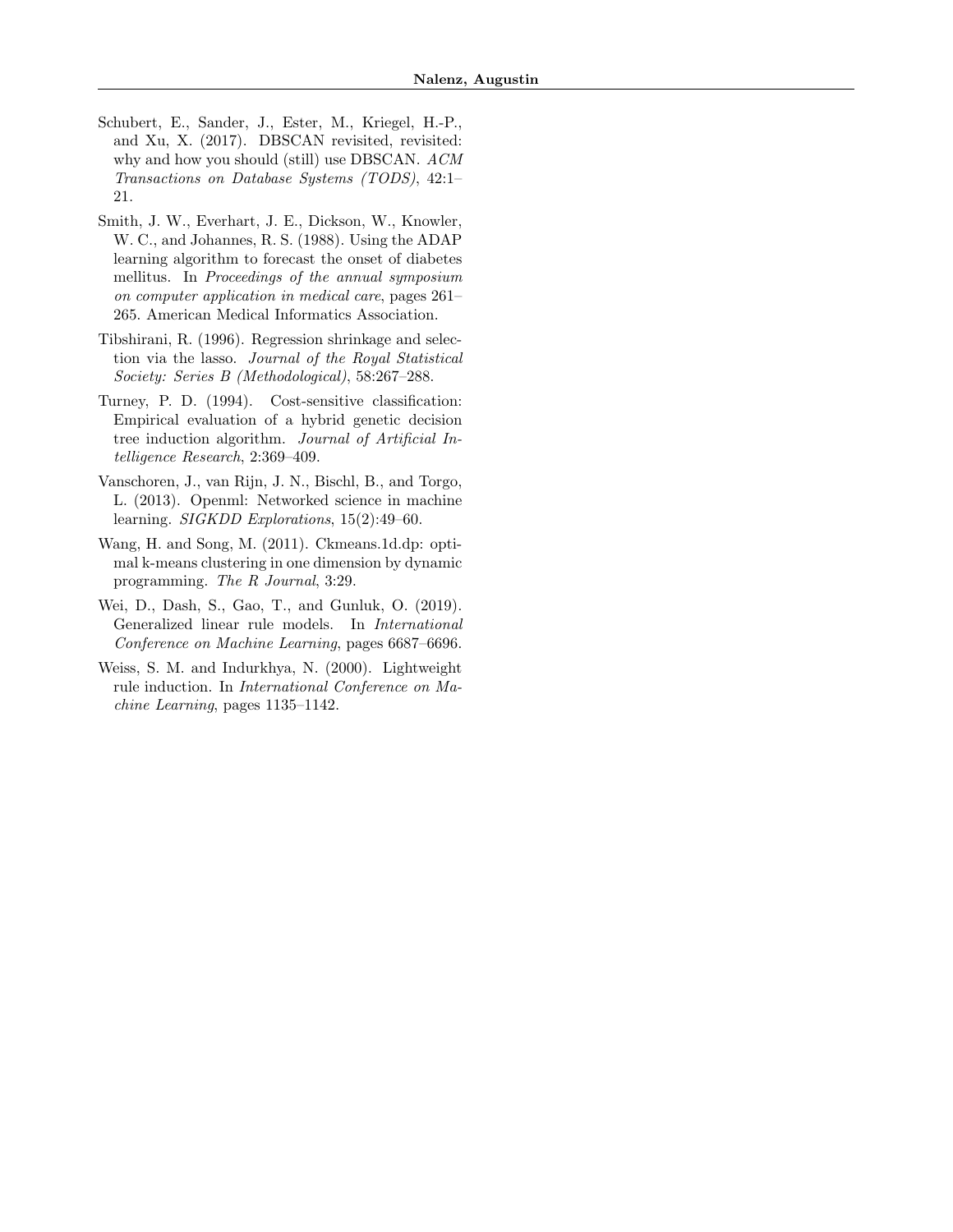Schubert, E., Sander, J., Ester, M., Kriegel, H.-P., and Xu, X. (2017). DBSCAN revisited, revisited: why and how you should (still) use DBSCAN. *ACM Transactions on Database Systems (TODS)*, 42:1–21.

Smith, J. W., Everhart, J. E., Dickson, W., Knowler, W. C., and Johannes, R. S. (1988). Using the ADAP learning algorithm to forecast the onset of diabetes mellitus. In *Proceedings of the annual symposium on computer application in medical care*, pages 261–265. American Medical Informatics Association.

Tibshirani, R. (1996). Regression shrinkage and selection via the lasso. *Journal of the Royal Statistical Society: Series B (Methodological)*, 58:267–288.

Turney, P. D. (1994). Cost-sensitive classification: Empirical evaluation of a hybrid genetic decision tree induction algorithm. *Journal of Artificial Intelligence Research*, 2:369–409.

Vanschoren, J., van Rijn, J. N., Bischl, B., and Torgo, L. (2013). Openml: Networked science in machine learning. *SIGKDD Explorations*, 15(2):49–60.

Wang, H. and Song, M. (2011). Ckmeans.1d.dp: optimal k-means clustering in one dimension by dynamic programming. *The R Journal*, 3:29.

Wei, D., Dash, S., Gao, T., and Gunluk, O. (2019). Generalized linear rule models. In *International Conference on Machine Learning*, pages 6687–6696.

Weiss, S. M. and Indurkhya, N. (2000). Lightweight rule induction. In *International Conference on Machine Learning*, pages 1135–1142.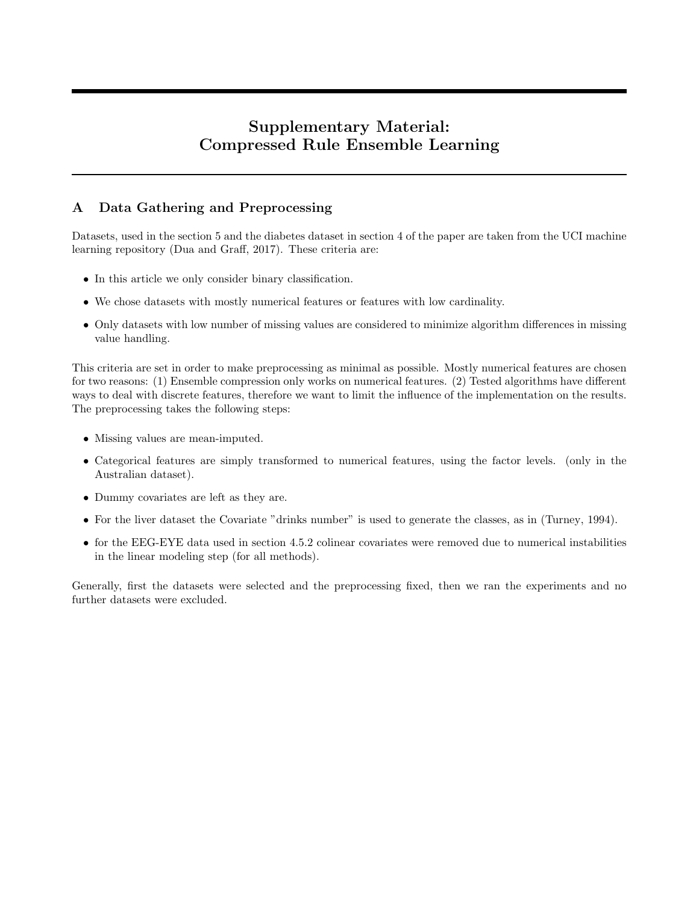# Supplementary Material: Compressed Rule Ensemble Learning

## A Data Gathering and Preprocessing

Datasets, used in the section 5 and the diabetes dataset in section 4 of the paper are taken from the UCI machine learning repository (Dua and Graff, 2017). These criteria are:

- In this article we only consider binary classification.
- We chose datasets with mostly numerical features or features with low cardinality.
- Only datasets with low number of missing values are considered to minimize algorithm differences in missing value handling.

This criteria are set in order to make preprocessing as minimal as possible. Mostly numerical features are chosen for two reasons: (1) Ensemble compression only works on numerical features. (2) Tested algorithms have different ways to deal with discrete features, therefore we want to limit the influence of the implementation on the results. The preprocessing takes the following steps:

- Missing values are mean-imputed.
- Categorical features are simply transformed to numerical features, using the factor levels. (only in the Australian dataset).
- Dummy covariates are left as they are.
- For the liver dataset the Covariate "drinks number" is used to generate the classes, as in (Turney, 1994).
- for the EEG-EYE data used in section 4.5.2 colinear covariates were removed due to numerical instabilities in the linear modeling step (for all methods).

Generally, first the datasets were selected and the preprocessing fixed, then we ran the experiments and no further datasets were excluded.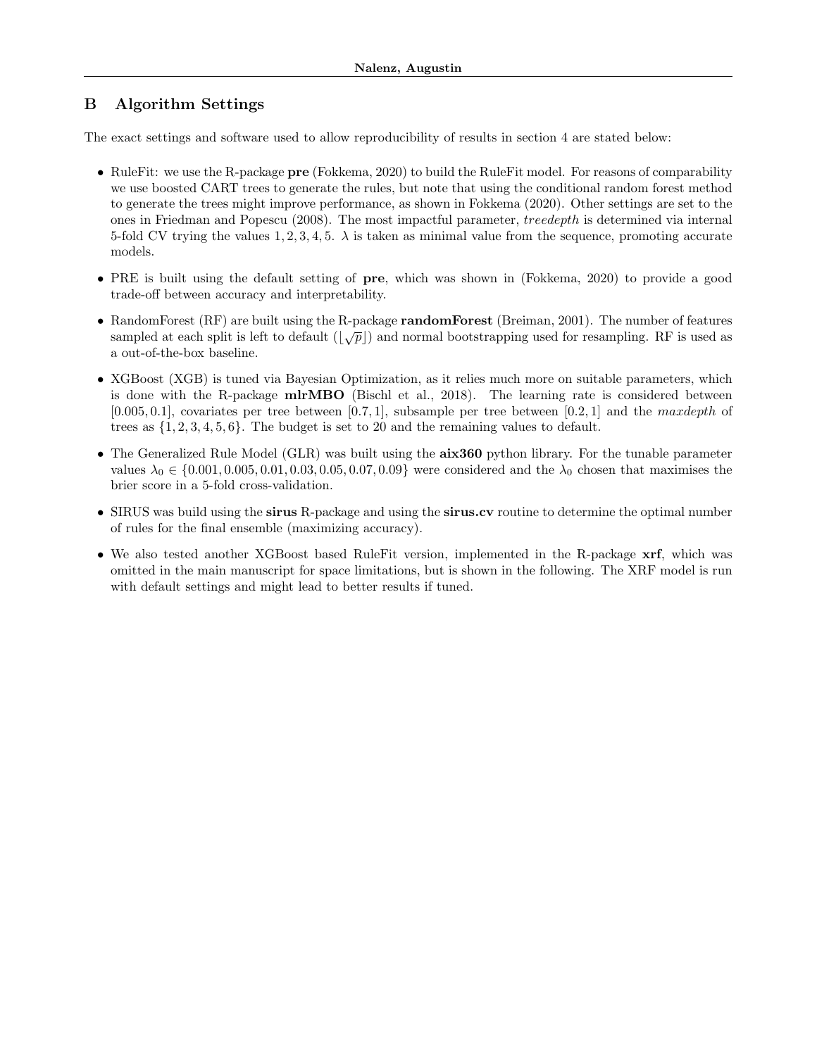## B Algorithm Settings

The exact settings and software used to allow reproducibility of results in section 4 are stated below:

- RuleFit: we use the R-package **pre** (Fokkema, 2020) to build the RuleFit model. For reasons of comparability we use boosted CART trees to generate the rules, but note that using the conditional random forest method to generate the trees might improve performance, as shown in Fokkema (2020). Other settings are set to the ones in Friedman and Popescu (2008). The most impactful parameter, *treedepth* is determined via internal 5-fold CV trying the values $1, 2, 3, 4, 5$. $\lambda$ is taken as minimal value from the sequence, promoting accurate models.

- PRE is built using the default setting of **pre**, which was shown in (Fokkema, 2020) to provide a good trade-off between accuracy and interpretability.

- RandomForest (RF) are built using the R-package **randomForest** (Breiman, 2001). The number of features sampled at each split is left to default ($\lfloor\sqrt{p}\rfloor$) and normal bootstrapping used for resampling. RF is used as a out-of-the-box baseline.

- XGBoost (XGB) is tuned via Bayesian Optimization, as it relies much more on suitable parameters, which is done with the R-package **mlrMBO** (Bischl et al., 2018). The learning rate is considered between $[0.005, 0.1]$, covariates per tree between $[0.7, 1]$, subsample per tree between $[0.2, 1]$ and the *maxdepth* of trees as $\{1, 2, 3, 4, 5, 6\}$. The budget is set to 20 and the remaining values to default.

- The Generalized Rule Model (GLR) was built using the **aix360** python library. For the tunable parameter values $\lambda_0 \in \{0.001, 0.005, 0.01, 0.03, 0.05, 0.07, 0.09\}$ were considered and the $\lambda_0$ chosen that maximises the brier score in a 5-fold cross-validation.

- SIRUS was build using the **sirus** R-package and using the **sirus.cv** routine to determine the optimal number of rules for the final ensemble (maximizing accuracy).

- We also tested another XGBoost based RuleFit version, implemented in the R-package **xrf**, which was omitted in the main manuscript for space limitations, but is shown in the following. The XRF model is run with default settings and might lead to better results if tuned.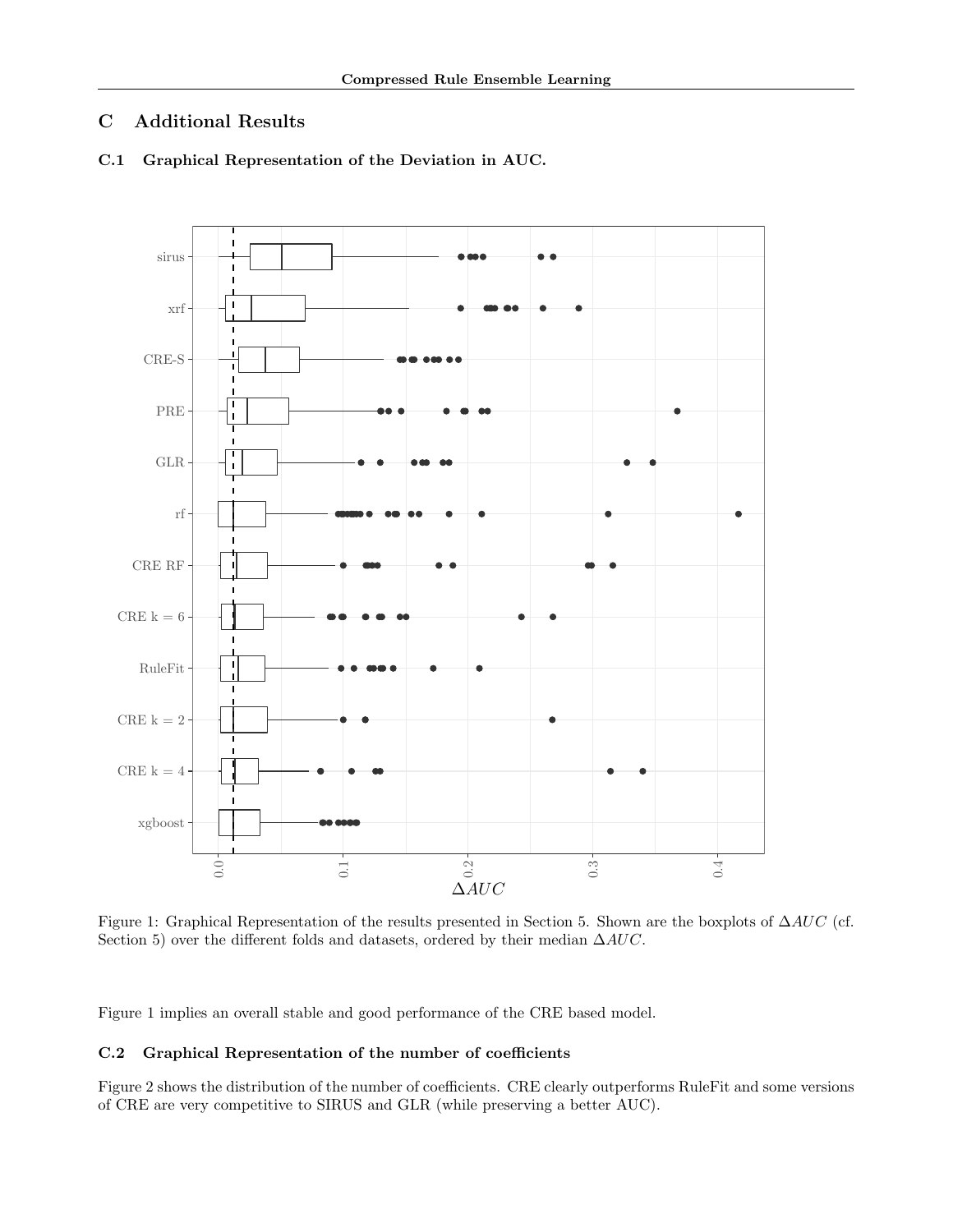## C Additional Results

### C.1 Graphical Representation of the Deviation in AUC.

Figure 1: Graphical Representation of the results presented in Section 5. Shown are the boxplots of $\Delta AUC$ (cf. Section 5) over the different folds and datasets, ordered by their median $\Delta AUC$.

Figure 1 implies an overall stable and good performance of the CRE based model.

### C.2 Graphical Representation of the number of coefficients

Figure 2 shows the distribution of the number of coefficients. CRE clearly outperforms RuleFit and some versions of CRE are very competitive to SIRUS and GLR (while preserving a better AUC).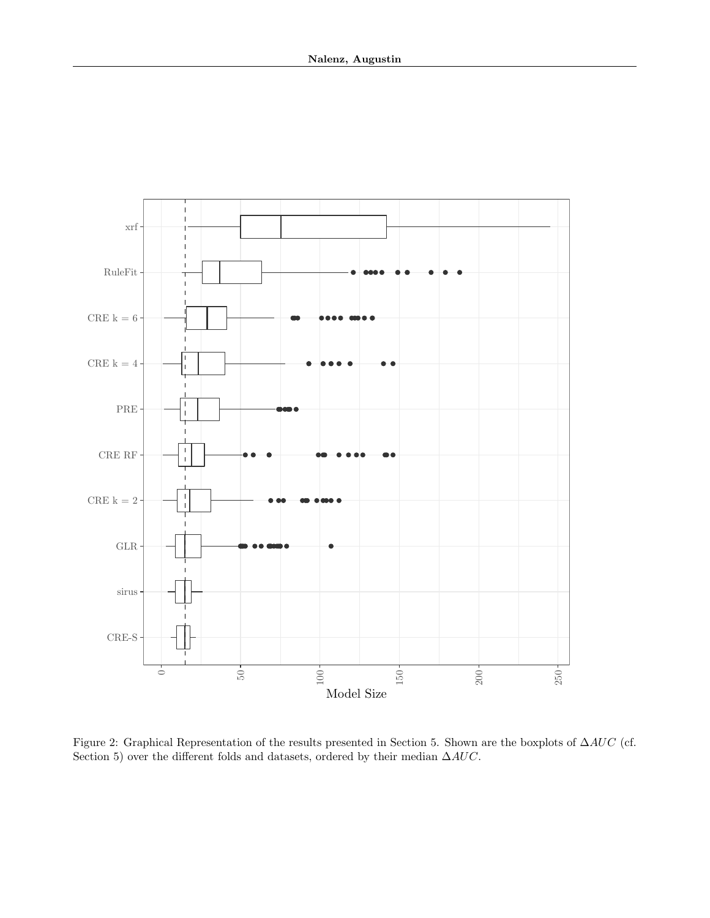Figure 2: Graphical Representation of the results presented in Section 5. Shown are the boxplots of $\Delta AUC$ (cf. Section 5) over the different folds and datasets, ordered by their median $\Delta AUC$.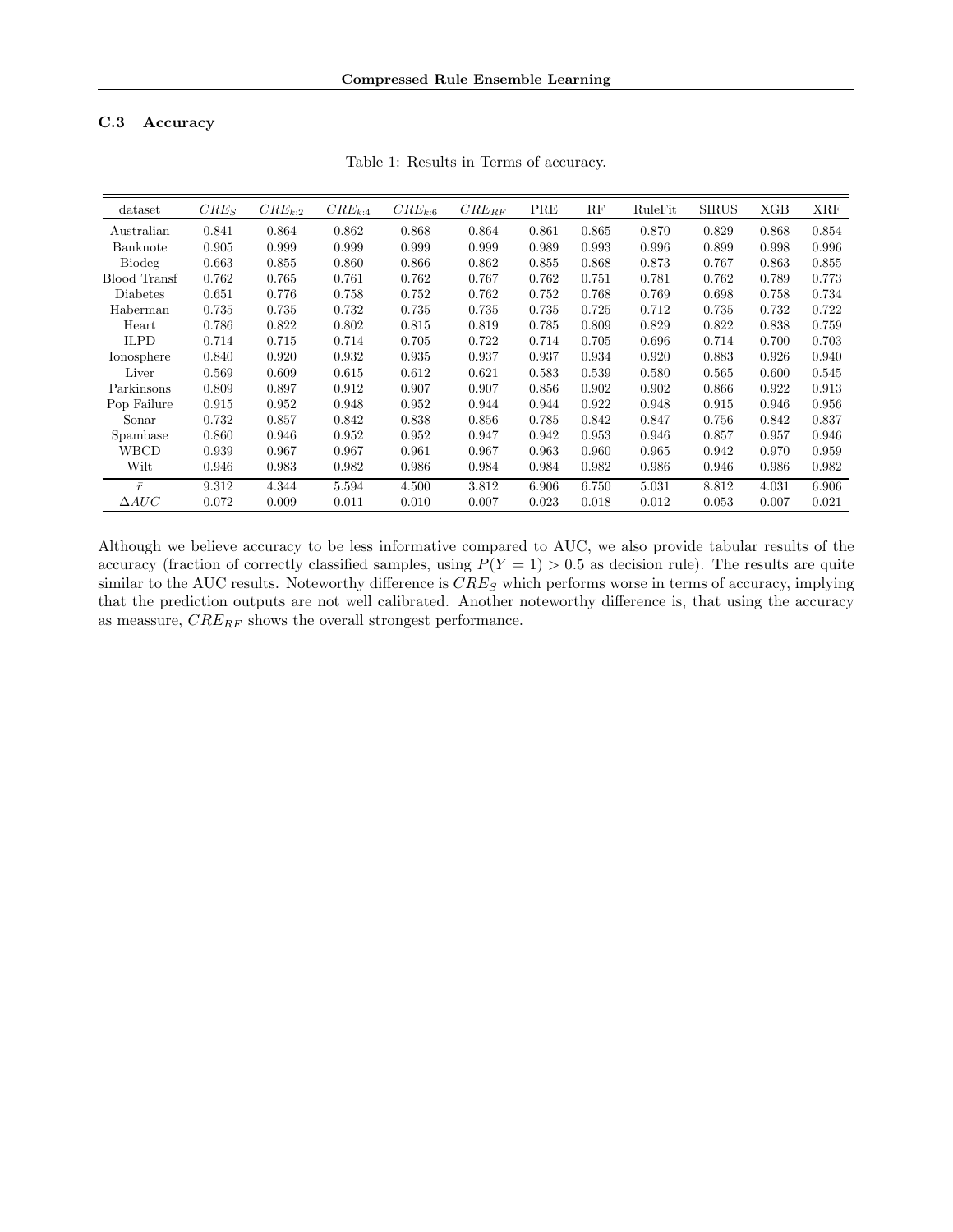### C.3 Accuracy

Table 1: Results in Terms of accuracy.

| dataset | $CRE_S$ | $CRE_{k:2}$ | $CRE_{k:4}$ | $CRE_{k:6}$ | $CRE_{RF}$ | PRE | RF | RuleFit | SIRUS | XGB | XRF |
|---|---|---|---|---|---|---|---|---|---|---|---|
| Australian | 0.841 | 0.864 | 0.862 | 0.868 | 0.864 | 0.861 | 0.865 | 0.870 | 0.829 | 0.868 | 0.854 |
| Banknote | 0.905 | 0.999 | 0.999 | 0.999 | 0.999 | 0.989 | 0.993 | 0.996 | 0.899 | 0.998 | 0.996 |
| Biodeg | 0.663 | 0.855 | 0.860 | 0.866 | 0.862 | 0.855 | 0.868 | 0.873 | 0.767 | 0.863 | 0.855 |
| Blood Transf | 0.762 | 0.765 | 0.761 | 0.762 | 0.767 | 0.762 | 0.751 | 0.781 | 0.762 | 0.789 | 0.773 |
| Diabetes | 0.651 | 0.776 | 0.758 | 0.752 | 0.762 | 0.752 | 0.768 | 0.769 | 0.698 | 0.758 | 0.734 |
| Haberman | 0.735 | 0.735 | 0.732 | 0.735 | 0.735 | 0.735 | 0.725 | 0.712 | 0.735 | 0.732 | 0.722 |
| Heart | 0.786 | 0.822 | 0.802 | 0.815 | 0.819 | 0.785 | 0.809 | 0.829 | 0.822 | 0.838 | 0.759 |
| ILPD | 0.714 | 0.715 | 0.714 | 0.705 | 0.722 | 0.714 | 0.705 | 0.696 | 0.714 | 0.700 | 0.703 |
| Ionosphere | 0.840 | 0.920 | 0.932 | 0.935 | 0.937 | 0.937 | 0.934 | 0.920 | 0.883 | 0.926 | 0.940 |
| Liver | 0.569 | 0.609 | 0.615 | 0.612 | 0.621 | 0.583 | 0.539 | 0.580 | 0.565 | 0.600 | 0.545 |
| Parkinsons | 0.809 | 0.897 | 0.912 | 0.907 | 0.907 | 0.856 | 0.902 | 0.902 | 0.866 | 0.922 | 0.913 |
| Pop Failure | 0.915 | 0.952 | 0.948 | 0.952 | 0.944 | 0.944 | 0.922 | 0.948 | 0.915 | 0.946 | 0.956 |
| Sonar | 0.732 | 0.857 | 0.842 | 0.838 | 0.856 | 0.785 | 0.842 | 0.847 | 0.756 | 0.842 | 0.837 |
| Spambase | 0.860 | 0.946 | 0.952 | 0.952 | 0.947 | 0.942 | 0.953 | 0.946 | 0.857 | 0.957 | 0.946 |
| WBCD | 0.939 | 0.967 | 0.967 | 0.961 | 0.967 | 0.963 | 0.960 | 0.965 | 0.942 | 0.970 | 0.959 |
| Wilt | 0.946 | 0.983 | 0.982 | 0.986 | 0.984 | 0.984 | 0.982 | 0.986 | 0.946 | 0.986 | 0.982 |
| $\bar{r}$ | 9.312 | 4.344 | 5.594 | 4.500 | 3.812 | 6.906 | 6.750 | 5.031 | 8.812 | 4.031 | 6.906 |
| $\Delta AUC$ | 0.072 | 0.009 | 0.011 | 0.010 | 0.007 | 0.023 | 0.018 | 0.012 | 0.053 | 0.007 | 0.021 |

Although we believe accuracy to be less informative compared to AUC, we also provide tabular results of the accuracy (fraction of correctly classified samples, using $P(Y = 1) > 0.5$ as decision rule). The results are quite similar to the AUC results. Noteworthy difference is $CRE_S$ which performs worse in terms of accuracy, implying that the prediction outputs are not well calibrated. Another noteworthy difference is, that using the accuracy as meassure, $CRE_{RF}$ shows the overall strongest performance.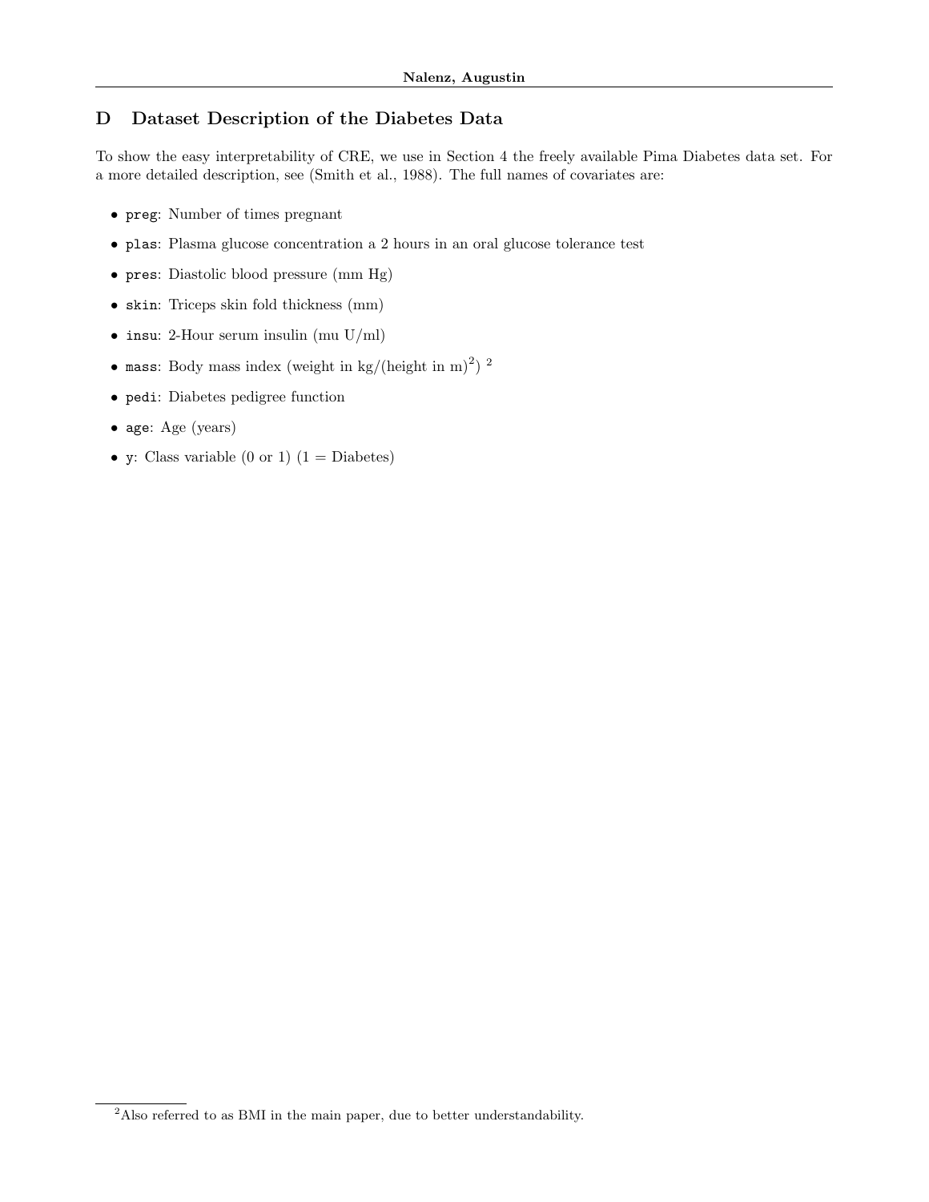## D Dataset Description of the Diabetes Data

To show the easy interpretability of CRE, we use in Section 4 the freely available Pima Diabetes data set. For a more detailed description, see (Smith et al., 1988). The full names of covariates are:

- `preg`: Number of times pregnant
- `plas`: Plasma glucose concentration a 2 hours in an oral glucose tolerance test
- `pres`: Diastolic blood pressure (mm Hg)
- `skin`: Triceps skin fold thickness (mm)
- `insu`: 2-Hour serum insulin (mu U/ml)
- `mass`: Body mass index (weight in kg/(height in m)$^2$) [2]
- `pedi`: Diabetes pedigree function
- `age`: Age (years)
- `y`: Class variable (0 or 1) (1 = Diabetes)

[2]Also referred to as BMI in the main paper, due to better understandability.